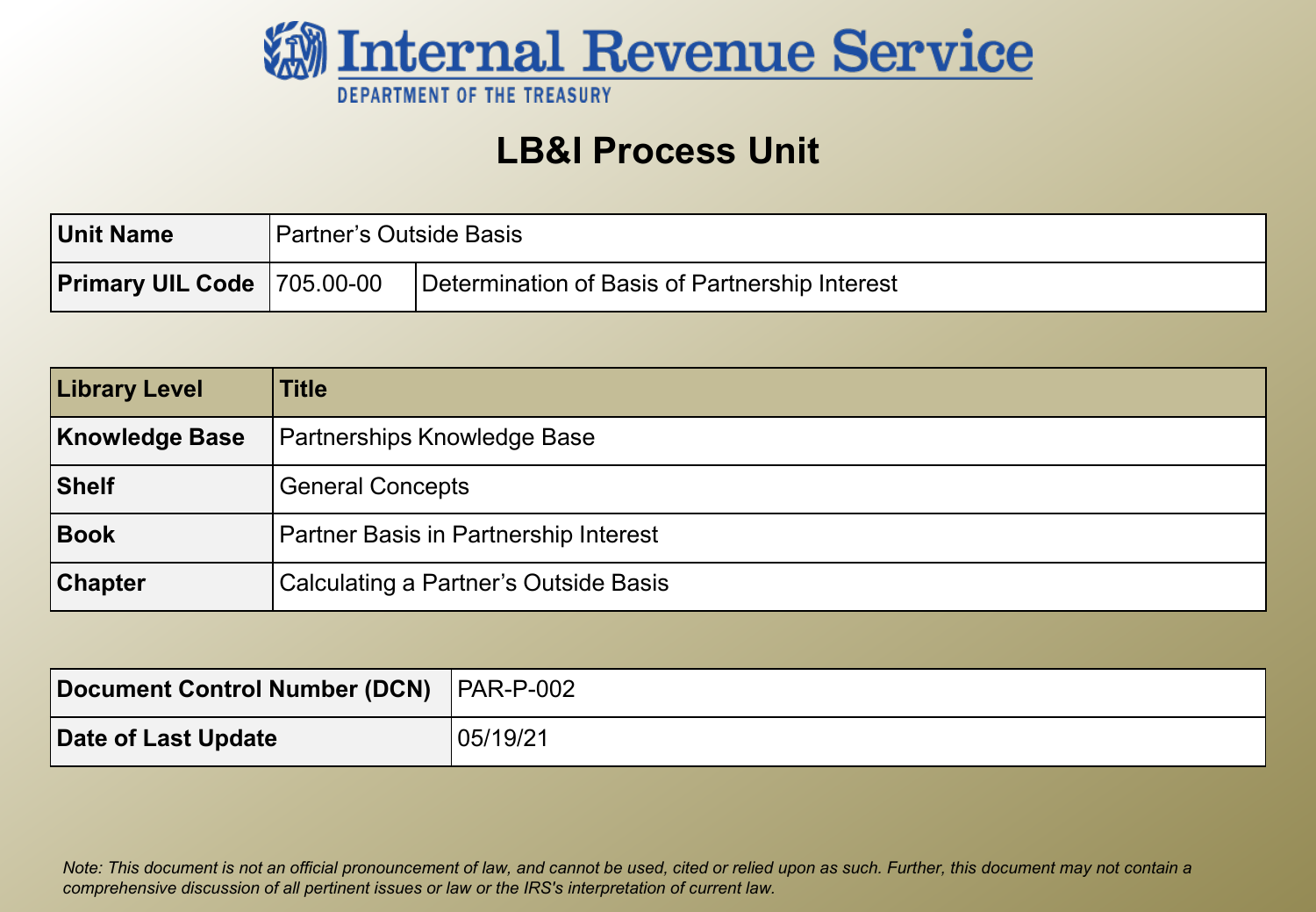# Internal Revenue Service

DEPARTMENT OF THE TREASURY

## LB&I Process Unit

| **Unit Name** | Partner's Outside Basis | |
|---|---|---|
| **Primary UIL Code** | 705.00-00 | Determination of Basis of Partnership Interest |

| **Library Level** | **Title** |
|---|---|
| **Knowledge Base** | Partnerships Knowledge Base |
| **Shelf** | General Concepts |
| **Book** | Partner Basis in Partnership Interest |
| **Chapter** | Calculating a Partner's Outside Basis |

| **Document Control Number (DCN)** | PAR-P-002 |
|---|---|
| **Date of Last Update** | 05/19/21 |

*Note: This document is not an official pronouncement of law, and cannot be used, cited or relied upon as such. Further, this document may not contain a comprehensive discussion of all pertinent issues or law or the IRS's interpretation of current law.*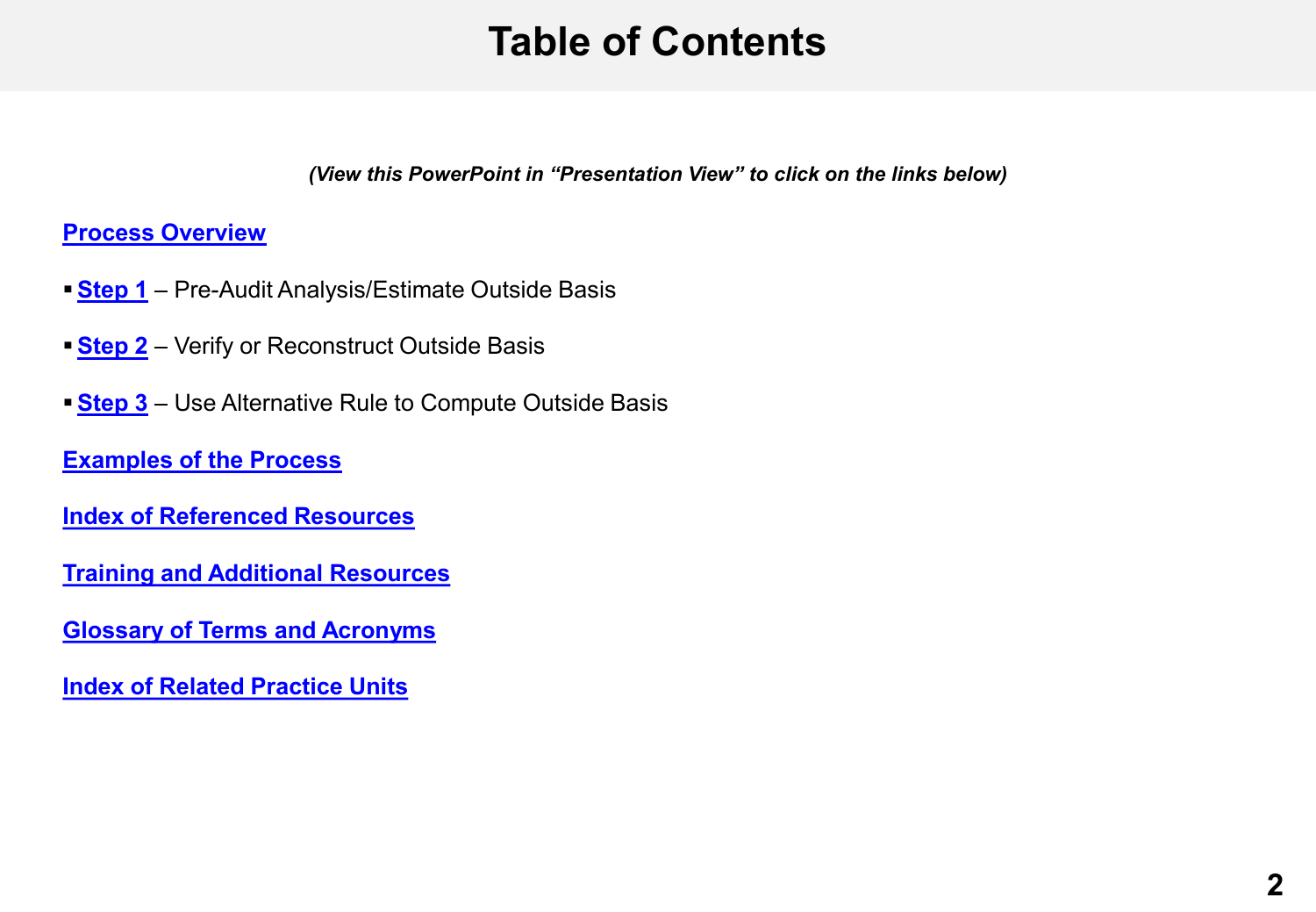# Table of Contents

***(View this PowerPoint in "Presentation View" to click on the links below)***

**Process Overview**

- **Step 1** – Pre-Audit Analysis/Estimate Outside Basis
- **Step 2** – Verify or Reconstruct Outside Basis
- **Step 3** – Use Alternative Rule to Compute Outside Basis

**Examples of the Process**

**Index of Referenced Resources**

**Training and Additional Resources**

**Glossary of Terms and Acronyms**

**Index of Related Practice Units**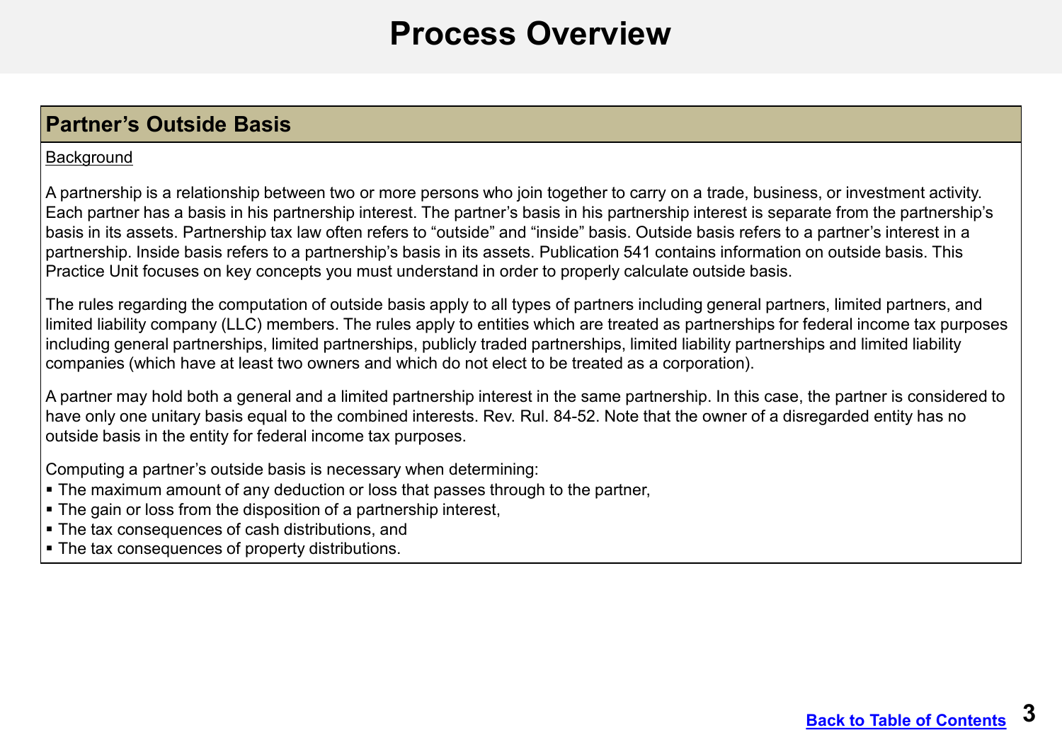# Process Overview

## Partner's Outside Basis

Background

A partnership is a relationship between two or more persons who join together to carry on a trade, business, or investment activity. Each partner has a basis in his partnership interest. The partner's basis in his partnership interest is separate from the partnership's basis in its assets. Partnership tax law often refers to "outside" and "inside" basis. Outside basis refers to a partner's interest in a partnership. Inside basis refers to a partnership's basis in its assets. Publication 541 contains information on outside basis. This Practice Unit focuses on key concepts you must understand in order to properly calculate outside basis.

The rules regarding the computation of outside basis apply to all types of partners including general partners, limited partners, and limited liability company (LLC) members. The rules apply to entities which are treated as partnerships for federal income tax purposes including general partnerships, limited partnerships, publicly traded partnerships, limited liability partnerships and limited liability companies (which have at least two owners and which do not elect to be treated as a corporation).

A partner may hold both a general and a limited partnership interest in the same partnership. In this case, the partner is considered to have only one unitary basis equal to the combined interests. Rev. Rul. 84-52. Note that the owner of a disregarded entity has no outside basis in the entity for federal income tax purposes.

Computing a partner's outside basis is necessary when determining:

- The maximum amount of any deduction or loss that passes through to the partner,
- The gain or loss from the disposition of a partnership interest,
- The tax consequences of cash distributions, and
- The tax consequences of property distributions.

Back to Table of Contents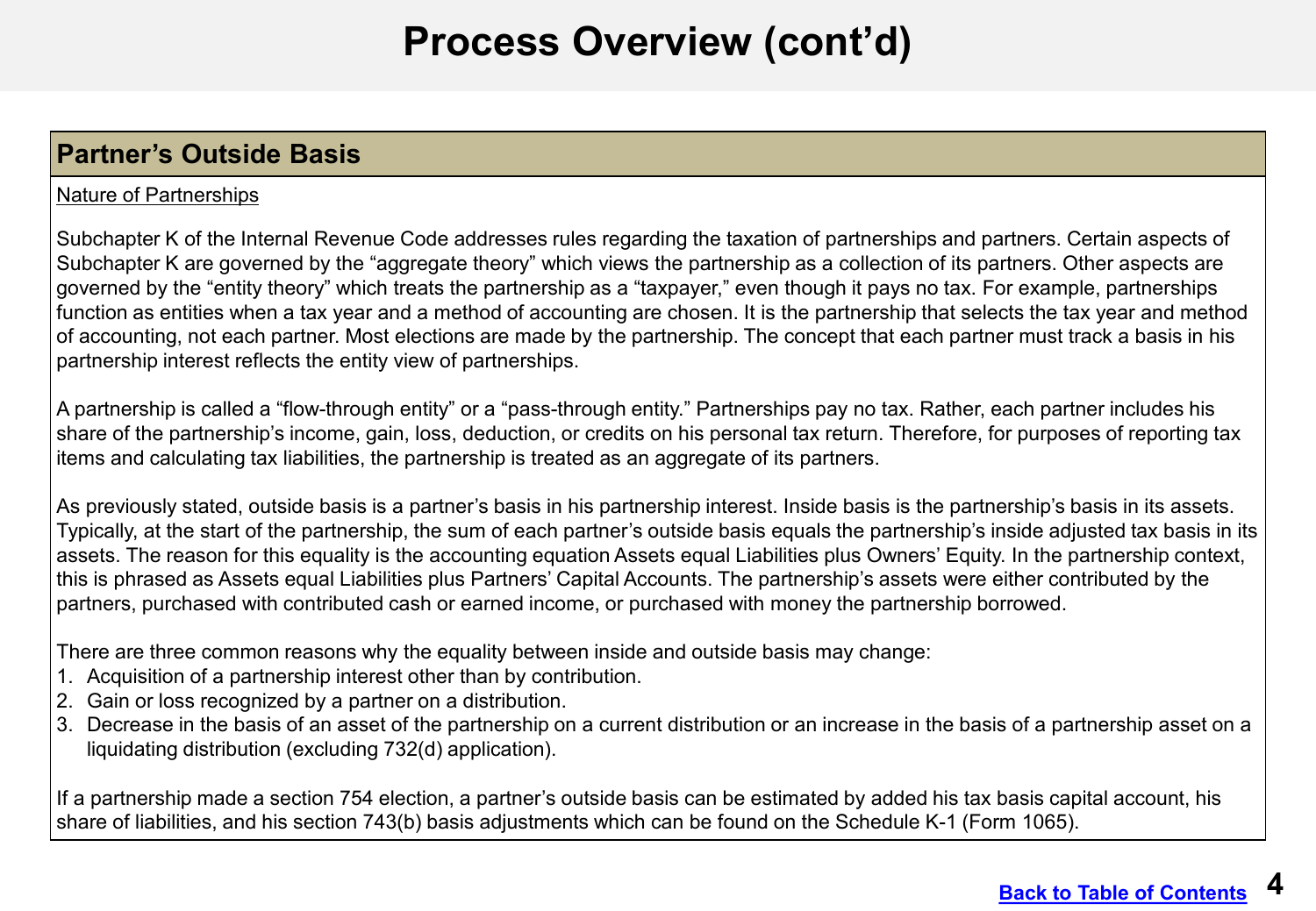# Process Overview (cont'd)

## Partner's Outside Basis

Nature of Partnerships

Subchapter K of the Internal Revenue Code addresses rules regarding the taxation of partnerships and partners. Certain aspects of Subchapter K are governed by the "aggregate theory" which views the partnership as a collection of its partners. Other aspects are governed by the "entity theory" which treats the partnership as a "taxpayer," even though it pays no tax. For example, partnerships function as entities when a tax year and a method of accounting are chosen. It is the partnership that selects the tax year and method of accounting, not each partner. Most elections are made by the partnership. The concept that each partner must track a basis in his partnership interest reflects the entity view of partnerships.

A partnership is called a "flow-through entity" or a "pass-through entity." Partnerships pay no tax. Rather, each partner includes his share of the partnership's income, gain, loss, deduction, or credits on his personal tax return. Therefore, for purposes of reporting tax items and calculating tax liabilities, the partnership is treated as an aggregate of its partners.

As previously stated, outside basis is a partner's basis in his partnership interest. Inside basis is the partnership's basis in its assets. Typically, at the start of the partnership, the sum of each partner's outside basis equals the partnership's inside adjusted tax basis in its assets. The reason for this equality is the accounting equation Assets equal Liabilities plus Owners' Equity. In the partnership context, this is phrased as Assets equal Liabilities plus Partners' Capital Accounts. The partnership's assets were either contributed by the partners, purchased with contributed cash or earned income, or purchased with money the partnership borrowed.

There are three common reasons why the equality between inside and outside basis may change:

1. Acquisition of a partnership interest other than by contribution.
2. Gain or loss recognized by a partner on a distribution.
3. Decrease in the basis of an asset of the partnership on a current distribution or an increase in the basis of a partnership asset on a liquidating distribution (excluding 732(d) application).

If a partnership made a section 754 election, a partner's outside basis can be estimated by added his tax basis capital account, his share of liabilities, and his section 743(b) basis adjustments which can be found on the Schedule K-1 (Form 1065).

Back to Table of Contents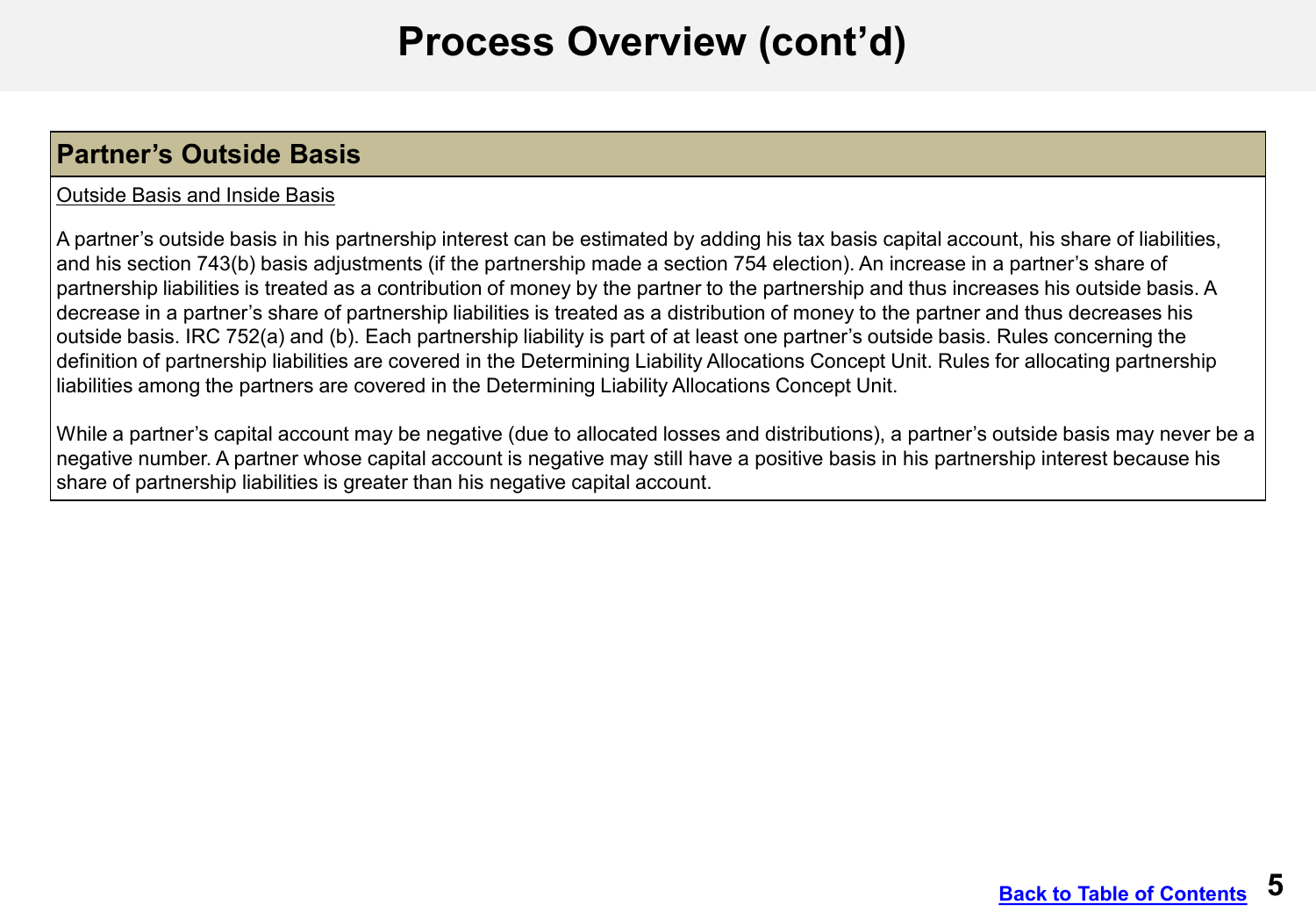# Process Overview (cont'd)

## Partner's Outside Basis

Outside Basis and Inside Basis

A partner's outside basis in his partnership interest can be estimated by adding his tax basis capital account, his share of liabilities, and his section 743(b) basis adjustments (if the partnership made a section 754 election). An increase in a partner's share of partnership liabilities is treated as a contribution of money by the partner to the partnership and thus increases his outside basis. A decrease in a partner's share of partnership liabilities is treated as a distribution of money to the partner and thus decreases his outside basis. IRC 752(a) and (b). Each partnership liability is part of at least one partner's outside basis. Rules concerning the definition of partnership liabilities are covered in the Determining Liability Allocations Concept Unit. Rules for allocating partnership liabilities among the partners are covered in the Determining Liability Allocations Concept Unit.

While a partner's capital account may be negative (due to allocated losses and distributions), a partner's outside basis may never be a negative number. A partner whose capital account is negative may still have a positive basis in his partnership interest because his share of partnership liabilities is greater than his negative capital account.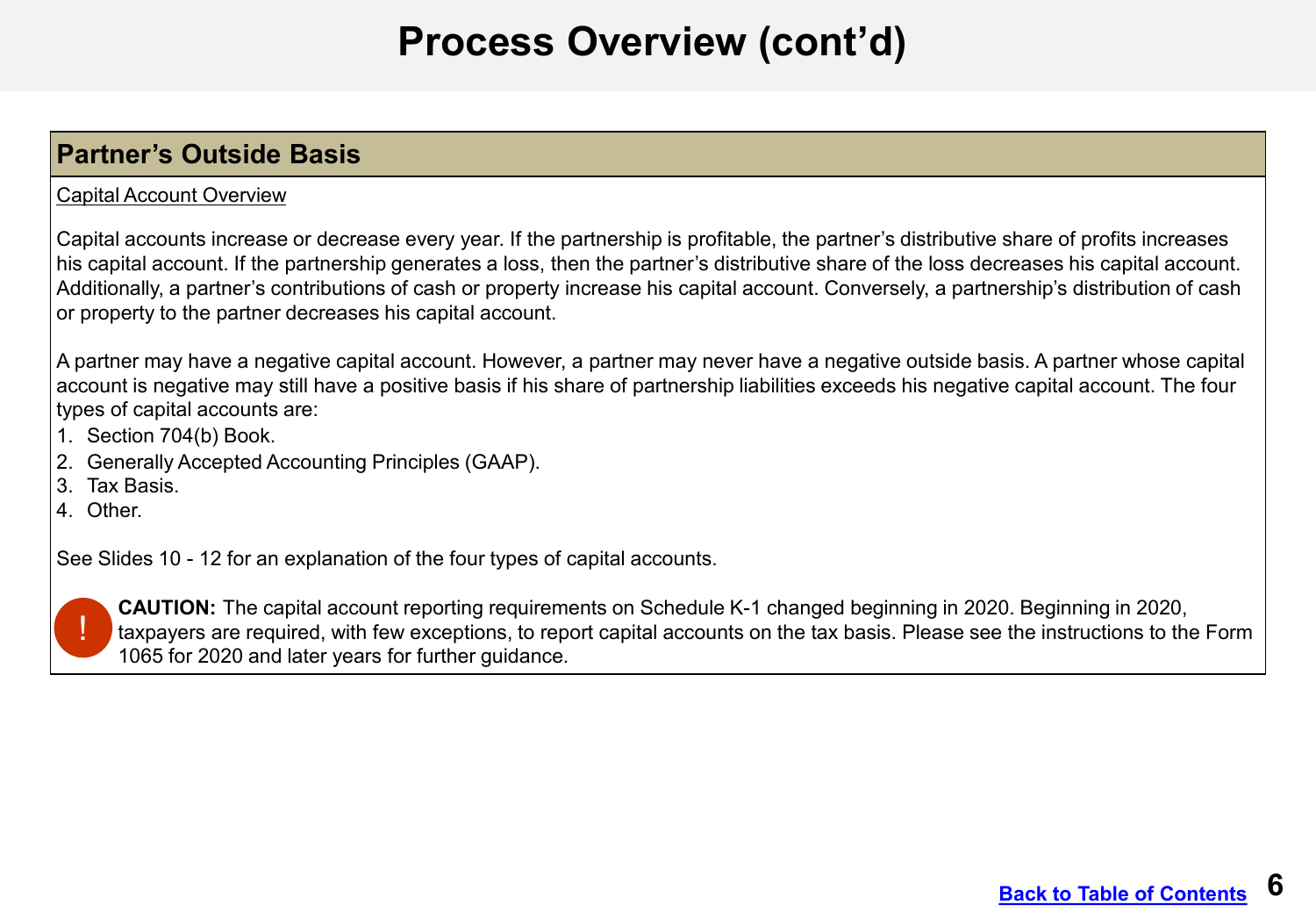# Process Overview (cont'd)

## Partner's Outside Basis

Capital Account Overview

Capital accounts increase or decrease every year. If the partnership is profitable, the partner's distributive share of profits increases his capital account. If the partnership generates a loss, then the partner's distributive share of the loss decreases his capital account. Additionally, a partner's contributions of cash or property increase his capital account. Conversely, a partnership's distribution of cash or property to the partner decreases his capital account.

A partner may have a negative capital account. However, a partner may never have a negative outside basis. A partner whose capital account is negative may still have a positive basis if his share of partnership liabilities exceeds his negative capital account. The four types of capital accounts are:

1. Section 704(b) Book.
2. Generally Accepted Accounting Principles (GAAP).
3. Tax Basis.
4. Other.

See Slides 10 - 12 for an explanation of the four types of capital accounts.

**CAUTION:** The capital account reporting requirements on Schedule K-1 changed beginning in 2020. Beginning in 2020, taxpayers are required, with few exceptions, to report capital accounts on the tax basis. Please see the instructions to the Form 1065 for 2020 and later years for further guidance.

Back to Table of Contents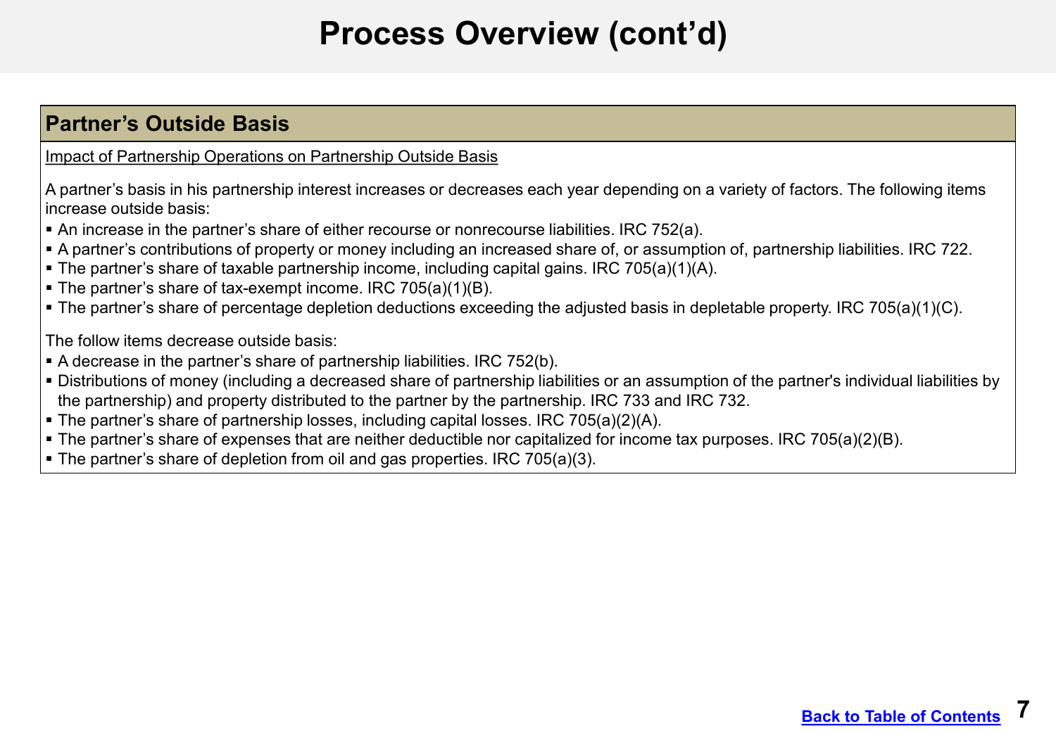# Process Overview (cont'd)

## Partner's Outside Basis

Impact of Partnership Operations on Partnership Outside Basis

A partner's basis in his partnership interest increases or decreases each year depending on a variety of factors. The following items increase outside basis:

- An increase in the partner's share of either recourse or nonrecourse liabilities. IRC 752(a).
- A partner's contributions of property or money including an increased share of, or assumption of, partnership liabilities. IRC 722.
- The partner's share of taxable partnership income, including capital gains. IRC 705(a)(1)(A).
- The partner's share of tax-exempt income. IRC 705(a)(1)(B).
- The partner's share of percentage depletion deductions exceeding the adjusted basis in depletable property. IRC 705(a)(1)(C).

The follow items decrease outside basis:

- A decrease in the partner's share of partnership liabilities. IRC 752(b).
- Distributions of money (including a decreased share of partnership liabilities or an assumption of the partner's individual liabilities by the partnership) and property distributed to the partner by the partnership. IRC 733 and IRC 732.
- The partner's share of partnership losses, including capital losses. IRC 705(a)(2)(A).
- The partner's share of expenses that are neither deductible nor capitalized for income tax purposes. IRC 705(a)(2)(B).
- The partner's share of depletion from oil and gas properties. IRC 705(a)(3).

Back to Table of Contents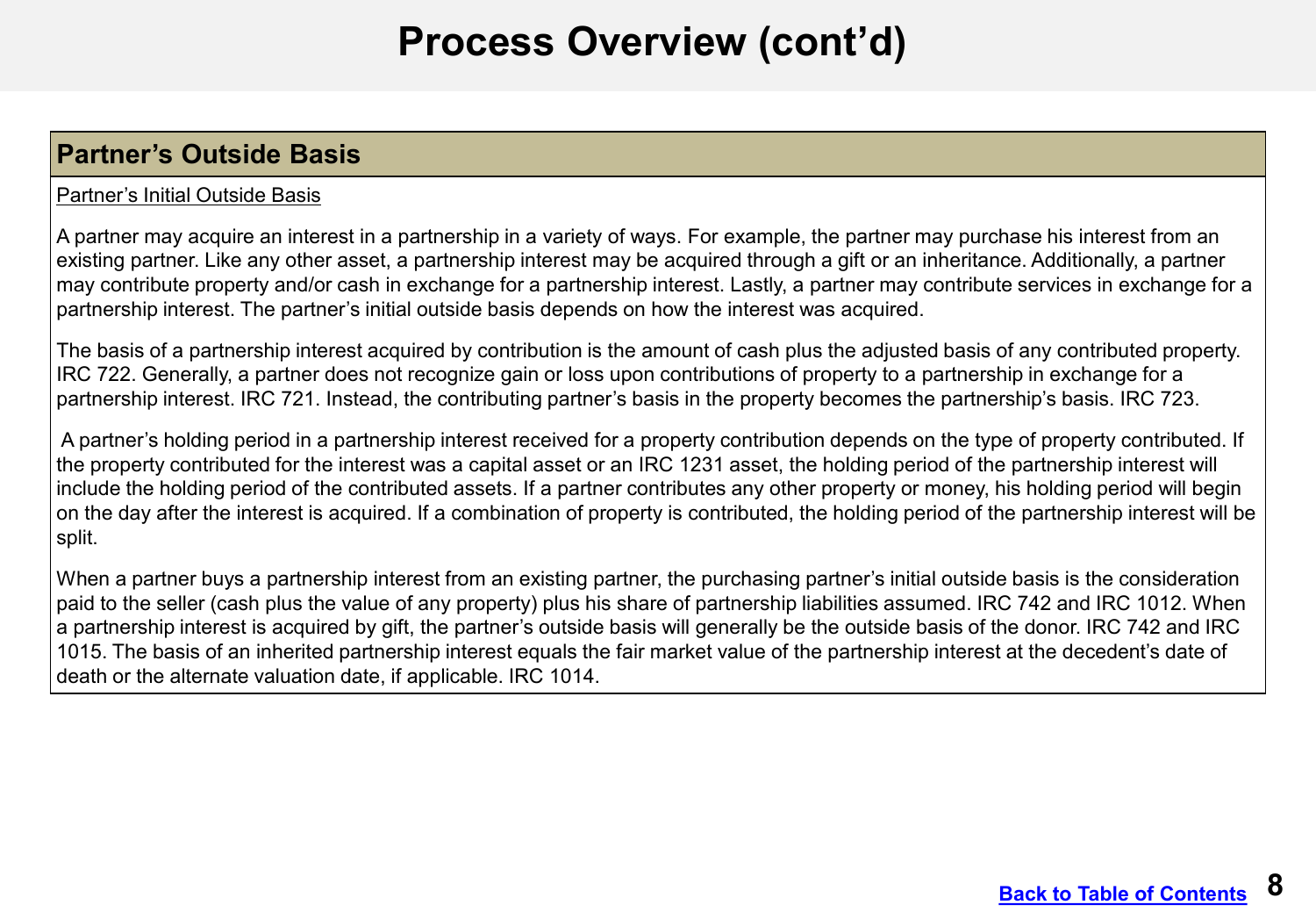# Process Overview (cont'd)

## Partner's Outside Basis

Partner's Initial Outside Basis

A partner may acquire an interest in a partnership in a variety of ways. For example, the partner may purchase his interest from an existing partner. Like any other asset, a partnership interest may be acquired through a gift or an inheritance. Additionally, a partner may contribute property and/or cash in exchange for a partnership interest. Lastly, a partner may contribute services in exchange for a partnership interest. The partner's initial outside basis depends on how the interest was acquired.

The basis of a partnership interest acquired by contribution is the amount of cash plus the adjusted basis of any contributed property. IRC 722. Generally, a partner does not recognize gain or loss upon contributions of property to a partnership in exchange for a partnership interest. IRC 721. Instead, the contributing partner's basis in the property becomes the partnership's basis. IRC 723.

A partner's holding period in a partnership interest received for a property contribution depends on the type of property contributed. If the property contributed for the interest was a capital asset or an IRC 1231 asset, the holding period of the partnership interest will include the holding period of the contributed assets. If a partner contributes any other property or money, his holding period will begin on the day after the interest is acquired. If a combination of property is contributed, the holding period of the partnership interest will be split.

When a partner buys a partnership interest from an existing partner, the purchasing partner's initial outside basis is the consideration paid to the seller (cash plus the value of any property) plus his share of partnership liabilities assumed. IRC 742 and IRC 1012. When a partnership interest is acquired by gift, the partner's outside basis will generally be the outside basis of the donor. IRC 742 and IRC 1015. The basis of an inherited partnership interest equals the fair market value of the partnership interest at the decedent's date of death or the alternate valuation date, if applicable. IRC 1014.

Back to Table of Contents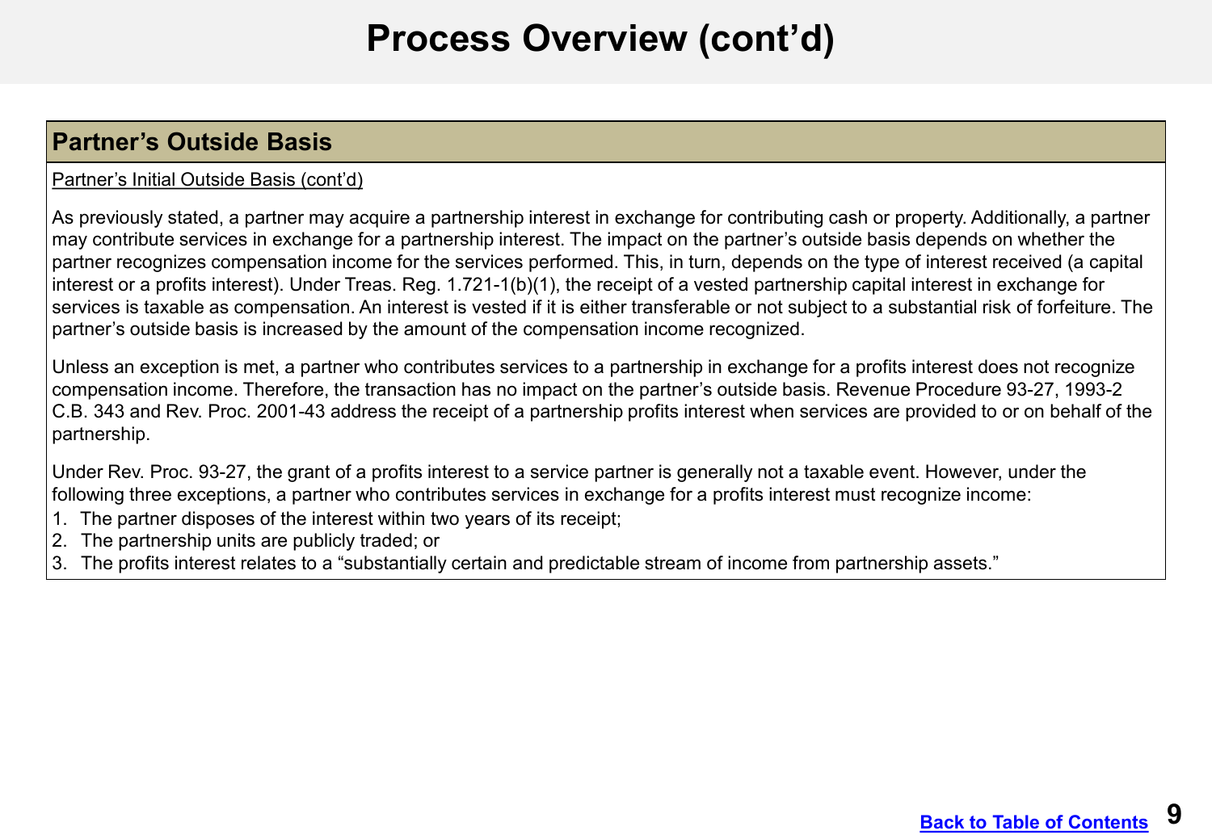# Process Overview (cont'd)

## Partner's Outside Basis

Partner's Initial Outside Basis (cont'd)

As previously stated, a partner may acquire a partnership interest in exchange for contributing cash or property. Additionally, a partner may contribute services in exchange for a partnership interest. The impact on the partner's outside basis depends on whether the partner recognizes compensation income for the services performed. This, in turn, depends on the type of interest received (a capital interest or a profits interest). Under Treas. Reg. 1.721-1(b)(1), the receipt of a vested partnership capital interest in exchange for services is taxable as compensation. An interest is vested if it is either transferable or not subject to a substantial risk of forfeiture. The partner's outside basis is increased by the amount of the compensation income recognized.

Unless an exception is met, a partner who contributes services to a partnership in exchange for a profits interest does not recognize compensation income. Therefore, the transaction has no impact on the partner's outside basis. Revenue Procedure 93-27, 1993-2 C.B. 343 and Rev. Proc. 2001-43 address the receipt of a partnership profits interest when services are provided to or on behalf of the partnership.

Under Rev. Proc. 93-27, the grant of a profits interest to a service partner is generally not a taxable event. However, under the following three exceptions, a partner who contributes services in exchange for a profits interest must recognize income:

1. The partner disposes of the interest within two years of its receipt;
2. The partnership units are publicly traded; or
3. The profits interest relates to a "substantially certain and predictable stream of income from partnership assets."

Back to Table of Contents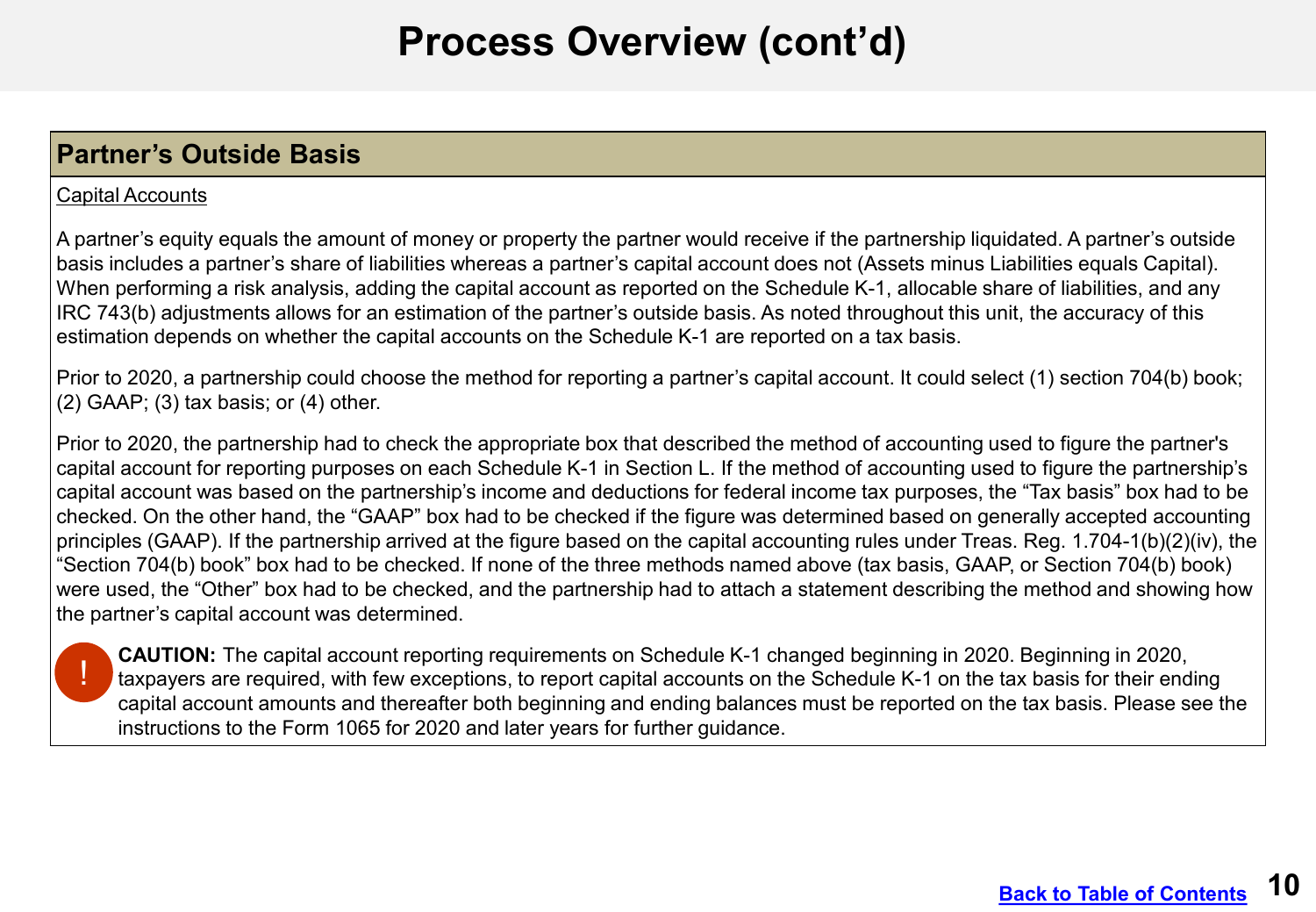# Process Overview (cont'd)

## Partner's Outside Basis

Capital Accounts

A partner's equity equals the amount of money or property the partner would receive if the partnership liquidated. A partner's outside basis includes a partner's share of liabilities whereas a partner's capital account does not (Assets minus Liabilities equals Capital). When performing a risk analysis, adding the capital account as reported on the Schedule K-1, allocable share of liabilities, and any IRC 743(b) adjustments allows for an estimation of the partner's outside basis. As noted throughout this unit, the accuracy of this estimation depends on whether the capital accounts on the Schedule K-1 are reported on a tax basis.

Prior to 2020, a partnership could choose the method for reporting a partner's capital account. It could select (1) section 704(b) book; (2) GAAP; (3) tax basis; or (4) other.

Prior to 2020, the partnership had to check the appropriate box that described the method of accounting used to figure the partner's capital account for reporting purposes on each Schedule K-1 in Section L. If the method of accounting used to figure the partnership's capital account was based on the partnership's income and deductions for federal income tax purposes, the "Tax basis" box had to be checked. On the other hand, the "GAAP" box had to be checked if the figure was determined based on generally accepted accounting principles (GAAP). If the partnership arrived at the figure based on the capital accounting rules under Treas. Reg. 1.704-1(b)(2)(iv), the "Section 704(b) book" box had to be checked. If none of the three methods named above (tax basis, GAAP, or Section 704(b) book) were used, the "Other" box had to be checked, and the partnership had to attach a statement describing the method and showing how the partner's capital account was determined.

**CAUTION:** The capital account reporting requirements on Schedule K-1 changed beginning in 2020. Beginning in 2020, taxpayers are required, with few exceptions, to report capital accounts on the Schedule K-1 on the tax basis for their ending capital account amounts and thereafter both beginning and ending balances must be reported on the tax basis. Please see the instructions to the Form 1065 for 2020 and later years for further guidance.

Back to Table of Contents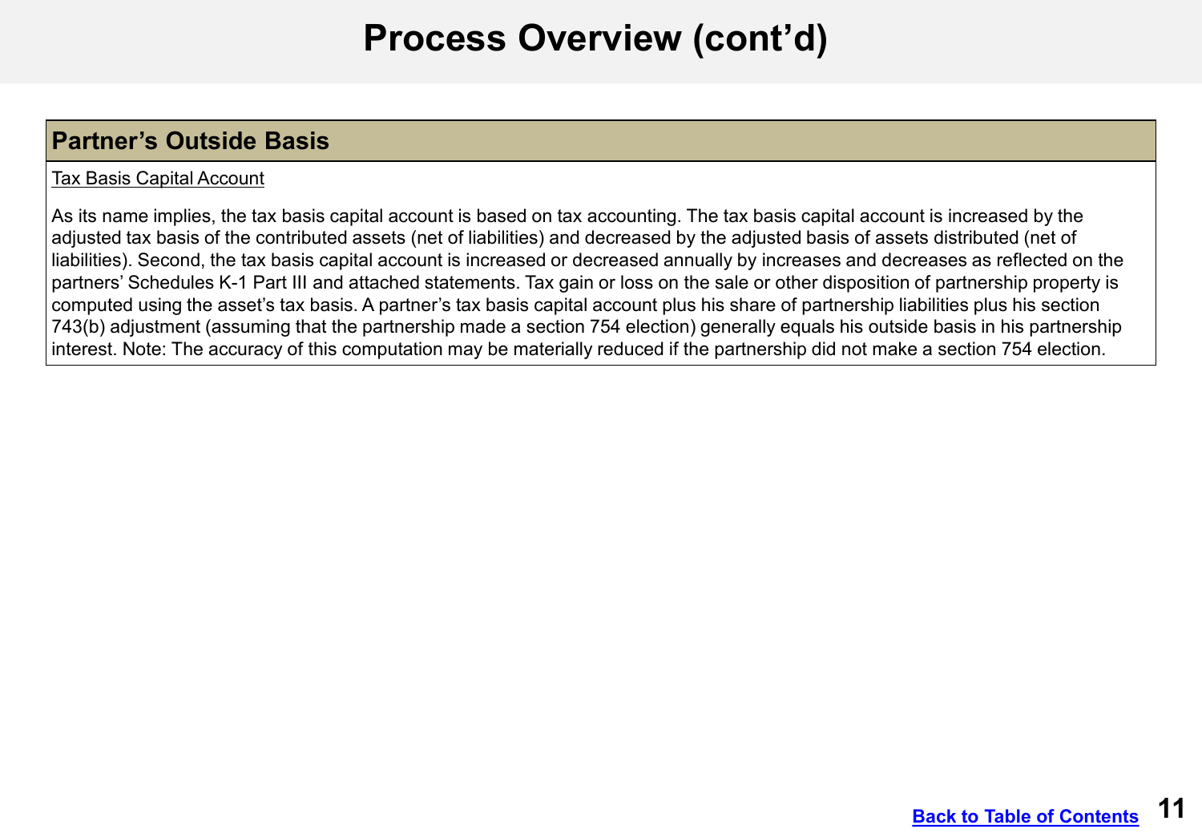# Process Overview (cont'd)

## Partner's Outside Basis

Tax Basis Capital Account

As its name implies, the tax basis capital account is based on tax accounting. The tax basis capital account is increased by the adjusted tax basis of the contributed assets (net of liabilities) and decreased by the adjusted basis of assets distributed (net of liabilities). Second, the tax basis capital account is increased or decreased annually by increases and decreases as reflected on the partners' Schedules K-1 Part III and attached statements. Tax gain or loss on the sale or other disposition of partnership property is computed using the asset's tax basis. A partner's tax basis capital account plus his share of partnership liabilities plus his section 743(b) adjustment (assuming that the partnership made a section 754 election) generally equals his outside basis in his partnership interest. Note: The accuracy of this computation may be materially reduced if the partnership did not make a section 754 election.

Back to Table of Contents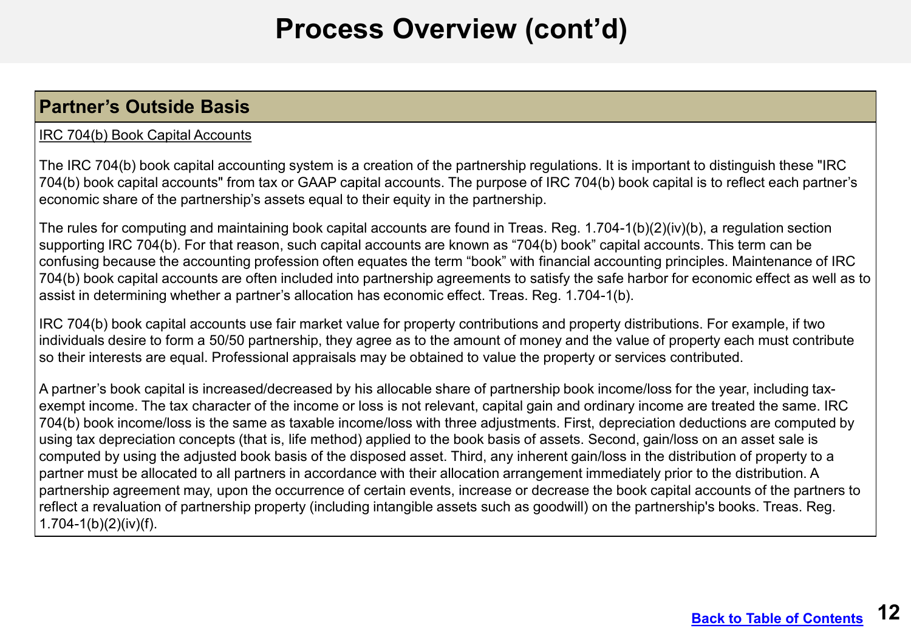# Process Overview (cont'd)

## Partner's Outside Basis

IRC 704(b) Book Capital Accounts

The IRC 704(b) book capital accounting system is a creation of the partnership regulations. It is important to distinguish these "IRC 704(b) book capital accounts" from tax or GAAP capital accounts. The purpose of IRC 704(b) book capital is to reflect each partner's economic share of the partnership's assets equal to their equity in the partnership.

The rules for computing and maintaining book capital accounts are found in Treas. Reg. 1.704-1(b)(2)(iv)(b), a regulation section supporting IRC 704(b). For that reason, such capital accounts are known as "704(b) book" capital accounts. This term can be confusing because the accounting profession often equates the term "book" with financial accounting principles. Maintenance of IRC 704(b) book capital accounts are often included into partnership agreements to satisfy the safe harbor for economic effect as well as to assist in determining whether a partner's allocation has economic effect. Treas. Reg. 1.704-1(b).

IRC 704(b) book capital accounts use fair market value for property contributions and property distributions. For example, if two individuals desire to form a 50/50 partnership, they agree as to the amount of money and the value of property each must contribute so their interests are equal. Professional appraisals may be obtained to value the property or services contributed.

A partner's book capital is increased/decreased by his allocable share of partnership book income/loss for the year, including tax-exempt income. The tax character of the income or loss is not relevant, capital gain and ordinary income are treated the same. IRC 704(b) book income/loss is the same as taxable income/loss with three adjustments. First, depreciation deductions are computed by using tax depreciation concepts (that is, life method) applied to the book basis of assets. Second, gain/loss on an asset sale is computed by using the adjusted book basis of the disposed asset. Third, any inherent gain/loss in the distribution of property to a partner must be allocated to all partners in accordance with their allocation arrangement immediately prior to the distribution. A partnership agreement may, upon the occurrence of certain events, increase or decrease the book capital accounts of the partners to reflect a revaluation of partnership property (including intangible assets such as goodwill) on the partnership's books. Treas. Reg. 1.704-1(b)(2)(iv)(f).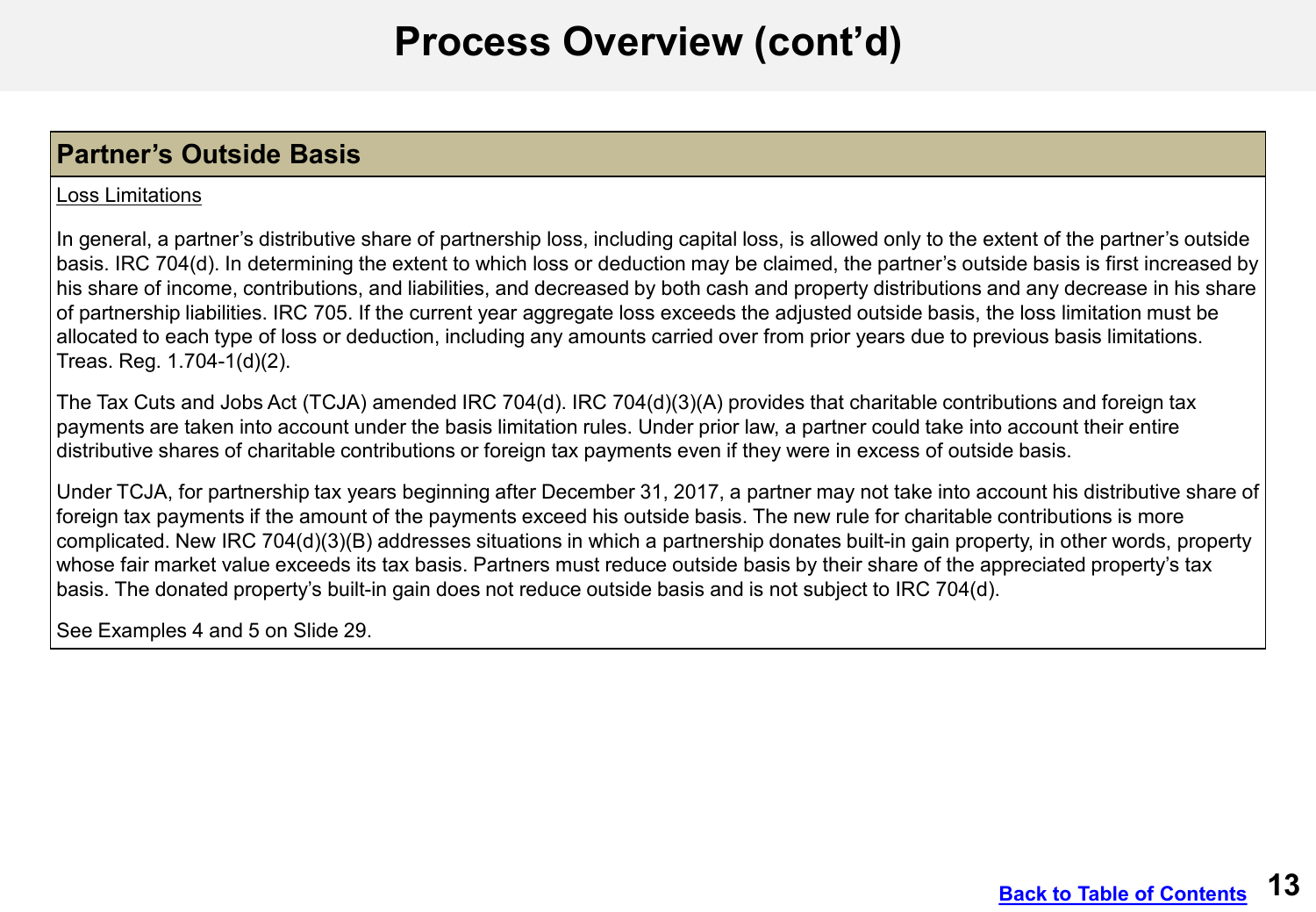# Process Overview (cont'd)

## Partner's Outside Basis

Loss Limitations

In general, a partner's distributive share of partnership loss, including capital loss, is allowed only to the extent of the partner's outside basis. IRC 704(d). In determining the extent to which loss or deduction may be claimed, the partner's outside basis is first increased by his share of income, contributions, and liabilities, and decreased by both cash and property distributions and any decrease in his share of partnership liabilities. IRC 705. If the current year aggregate loss exceeds the adjusted outside basis, the loss limitation must be allocated to each type of loss or deduction, including any amounts carried over from prior years due to previous basis limitations. Treas. Reg. 1.704-1(d)(2).

The Tax Cuts and Jobs Act (TCJA) amended IRC 704(d). IRC 704(d)(3)(A) provides that charitable contributions and foreign tax payments are taken into account under the basis limitation rules. Under prior law, a partner could take into account their entire distributive shares of charitable contributions or foreign tax payments even if they were in excess of outside basis.

Under TCJA, for partnership tax years beginning after December 31, 2017, a partner may not take into account his distributive share of foreign tax payments if the amount of the payments exceed his outside basis. The new rule for charitable contributions is more complicated. New IRC 704(d)(3)(B) addresses situations in which a partnership donates built-in gain property, in other words, property whose fair market value exceeds its tax basis. Partners must reduce outside basis by their share of the appreciated property's tax basis. The donated property's built-in gain does not reduce outside basis and is not subject to IRC 704(d).

See Examples 4 and 5 on Slide 29.

[Back to Table of Contents]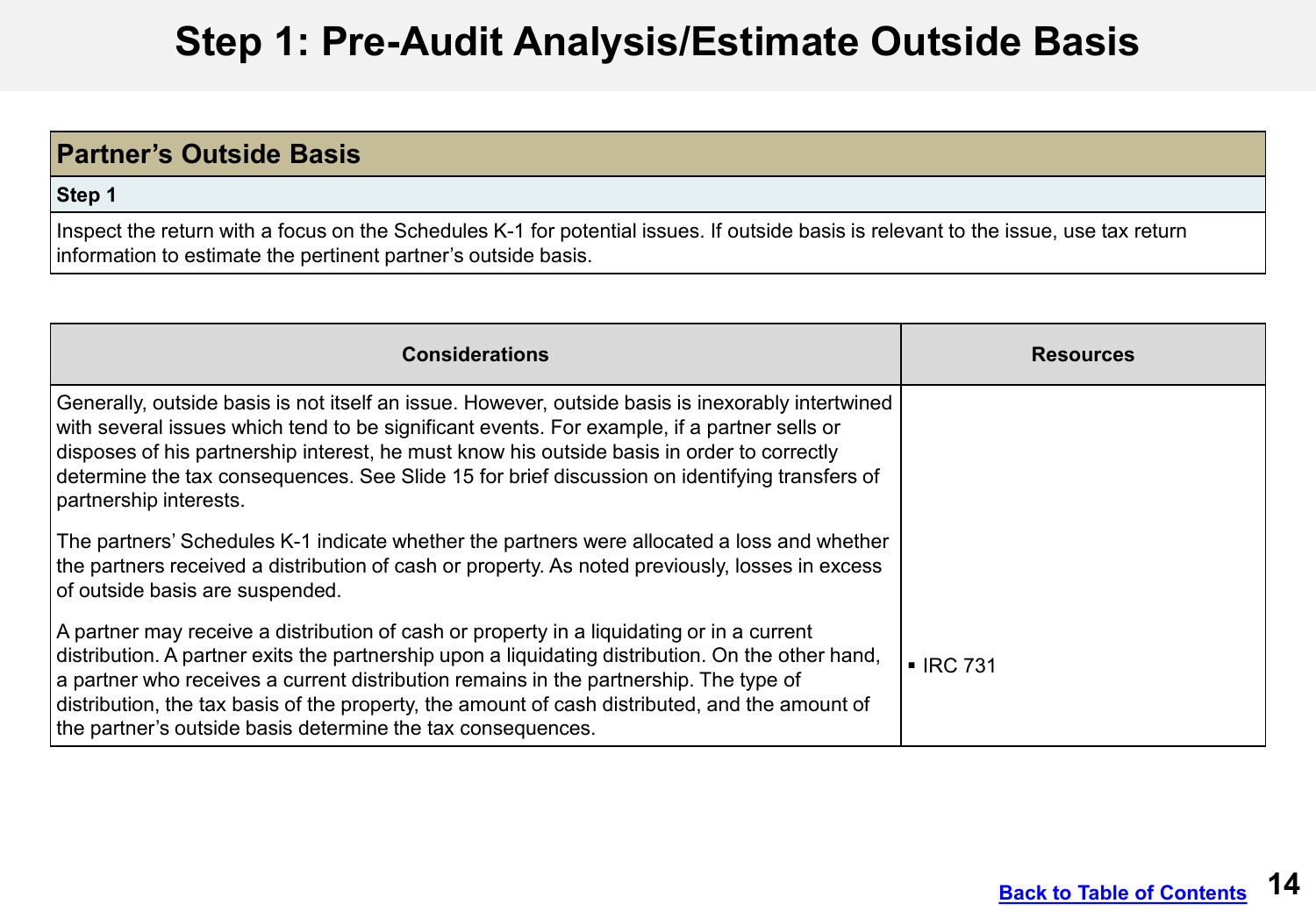# Step 1: Pre-Audit Analysis/Estimate Outside Basis

| Partner's Outside Basis |
|---|
| **Step 1** |
| Inspect the return with a focus on the Schedules K-1 for potential issues. If outside basis is relevant to the issue, use tax return information to estimate the pertinent partner's outside basis. |

| Considerations | Resources |
|---|---|
| Generally, outside basis is not itself an issue. However, outside basis is inexorably intertwined with several issues which tend to be significant events. For example, if a partner sells or disposes of his partnership interest, he must know his outside basis in order to correctly determine the tax consequences. See Slide 15 for brief discussion on identifying transfers of partnership interests.<br><br>The partners' Schedules K-1 indicate whether the partners were allocated a loss and whether the partners received a distribution of cash or property. As noted previously, losses in excess of outside basis are suspended.<br><br>A partner may receive a distribution of cash or property in a liquidating or in a current distribution. A partner exits the partnership upon a liquidating distribution. On the other hand, a partner who receives a current distribution remains in the partnership. The type of distribution, the tax basis of the property, the amount of cash distributed, and the amount of the partner's outside basis determine the tax consequences. | ▪ IRC 731 |

[Back to Table of Contents]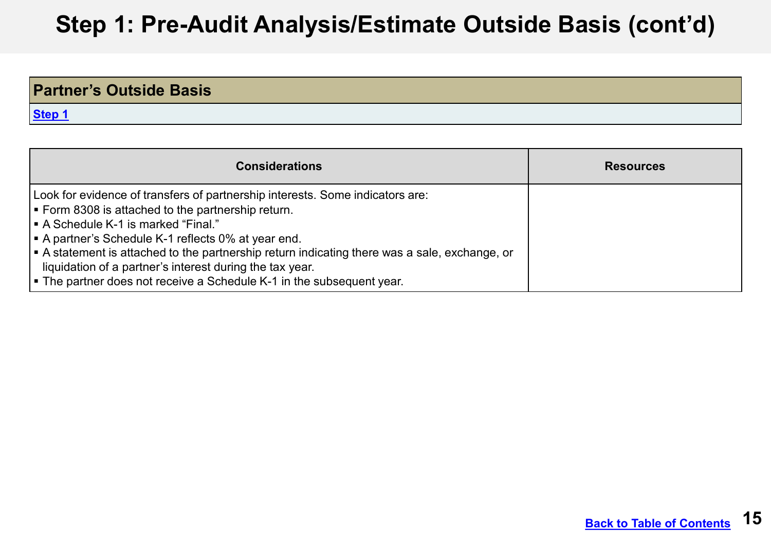# Step 1: Pre-Audit Analysis/Estimate Outside Basis (cont'd)

| Partner's Outside Basis |
| --- |
| Step 1 |

| Considerations | Resources |
| --- | --- |
| Look for evidence of transfers of partnership interests. Some indicators are:<br>▪ Form 8308 is attached to the partnership return.<br>▪ A Schedule K-1 is marked "Final."<br>▪ A partner's Schedule K-1 reflects 0% at year end.<br>▪ A statement is attached to the partnership return indicating there was a sale, exchange, or liquidation of a partner's interest during the tax year.<br>▪ The partner does not receive a Schedule K-1 in the subsequent year. | |

Back to Table of Contents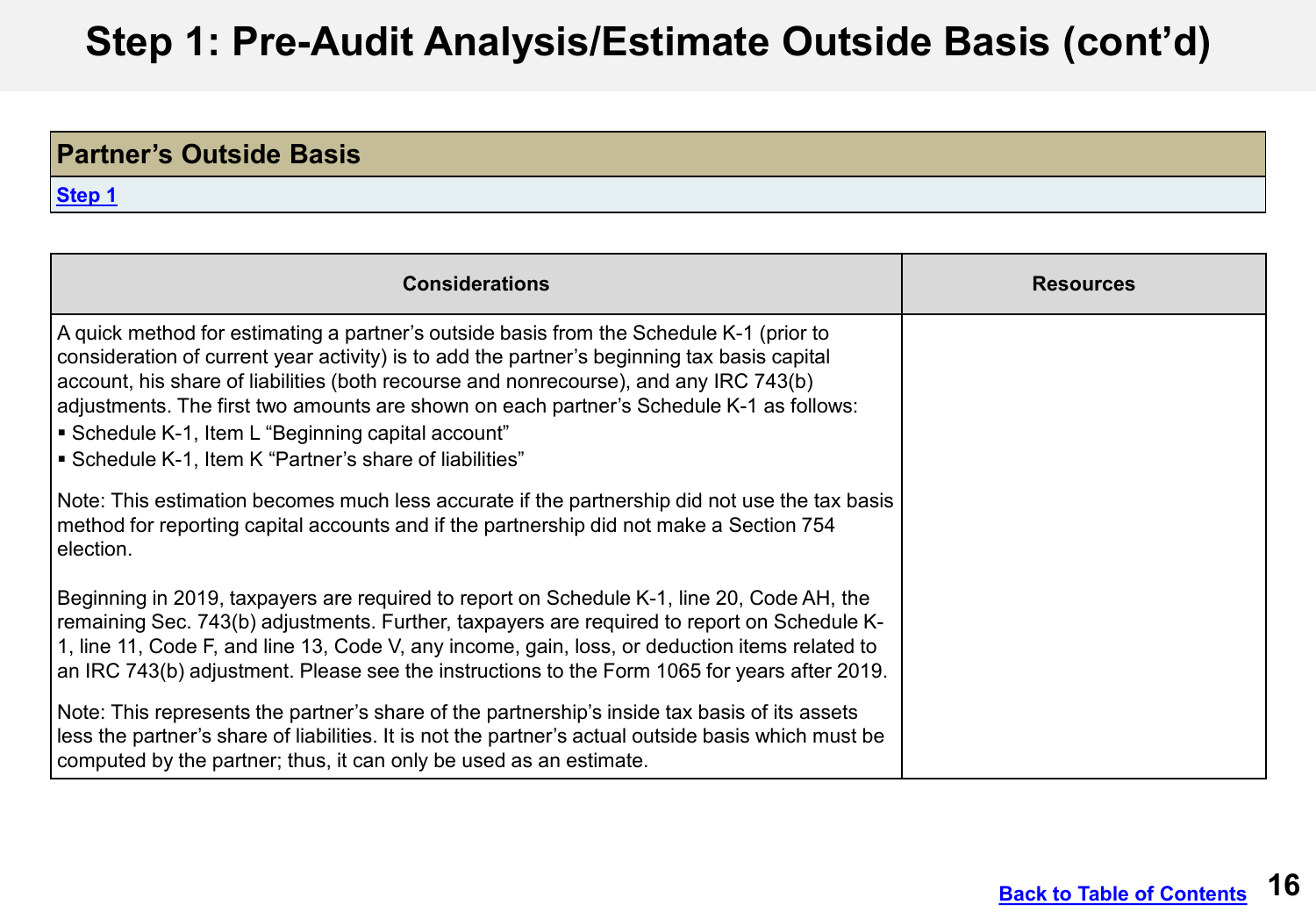# Step 1: Pre-Audit Analysis/Estimate Outside Basis (cont'd)

| Partner's Outside Basis |
|---|
| Step 1 |

| Considerations | Resources |
|---|---|
| A quick method for estimating a partner's outside basis from the Schedule K-1 (prior to consideration of current year activity) is to add the partner's beginning tax basis capital account, his share of liabilities (both recourse and nonrecourse), and any IRC 743(b) adjustments. The first two amounts are shown on each partner's Schedule K-1 as follows:<br>▪ Schedule K-1, Item L "Beginning capital account"<br>▪ Schedule K-1, Item K "Partner's share of liabilities"<br><br>Note: This estimation becomes much less accurate if the partnership did not use the tax basis method for reporting capital accounts and if the partnership did not make a Section 754 election.<br><br>Beginning in 2019, taxpayers are required to report on Schedule K-1, line 20, Code AH, the remaining Sec. 743(b) adjustments. Further, taxpayers are required to report on Schedule K-1, line 11, Code F, and line 13, Code V, any income, gain, loss, or deduction items related to an IRC 743(b) adjustment. Please see the instructions to the Form 1065 for years after 2019.<br><br>Note: This represents the partner's share of the partnership's inside tax basis of its assets less the partner's share of liabilities. It is not the partner's actual outside basis which must be computed by the partner; thus, it can only be used as an estimate. | |

Back to Table of Contents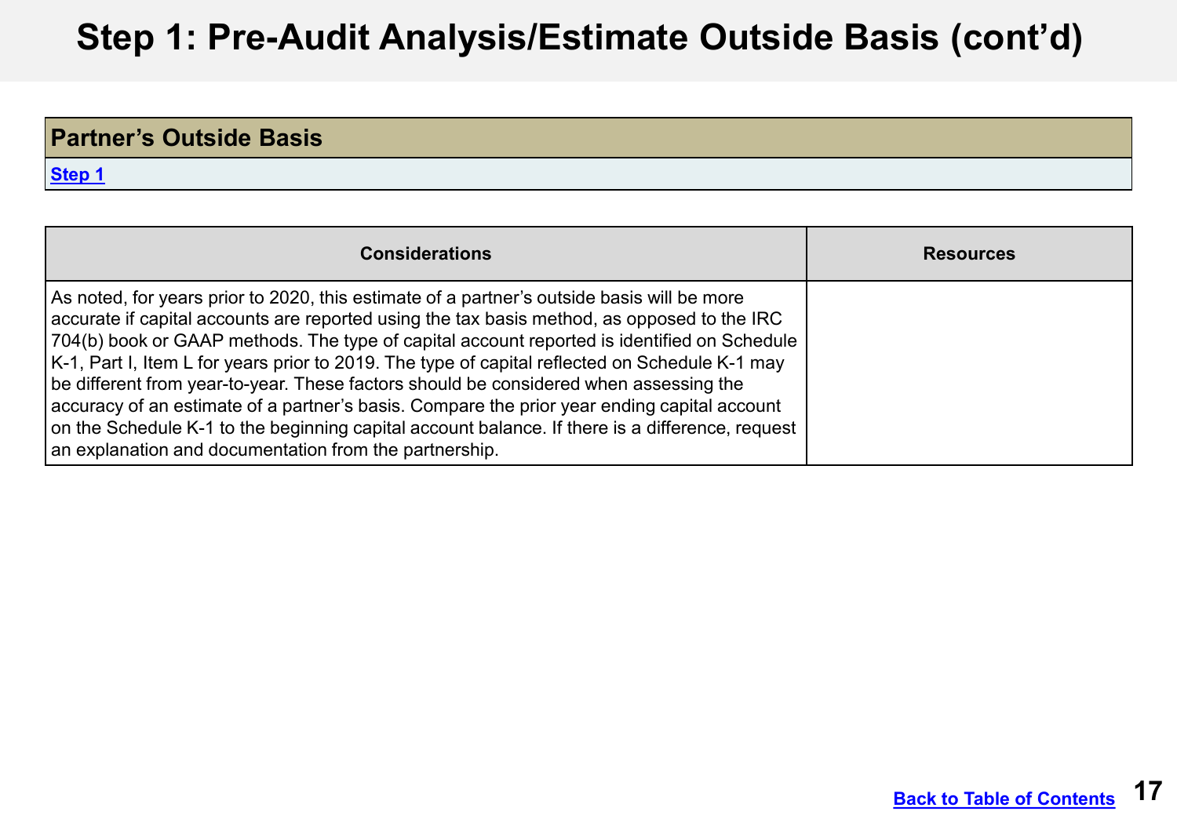# Step 1: Pre-Audit Analysis/Estimate Outside Basis (cont'd)

| Partner's Outside Basis |
|---|
| Step 1 |

| Considerations | Resources |
|---|---|
| As noted, for years prior to 2020, this estimate of a partner's outside basis will be more accurate if capital accounts are reported using the tax basis method, as opposed to the IRC 704(b) book or GAAP methods. The type of capital account reported is identified on Schedule K-1, Part I, Item L for years prior to 2019. The type of capital reflected on Schedule K-1 may be different from year-to-year. These factors should be considered when assessing the accuracy of an estimate of a partner's basis. Compare the prior year ending capital account on the Schedule K-1 to the beginning capital account balance. If there is a difference, request an explanation and documentation from the partnership. | |

Back to Table of Contents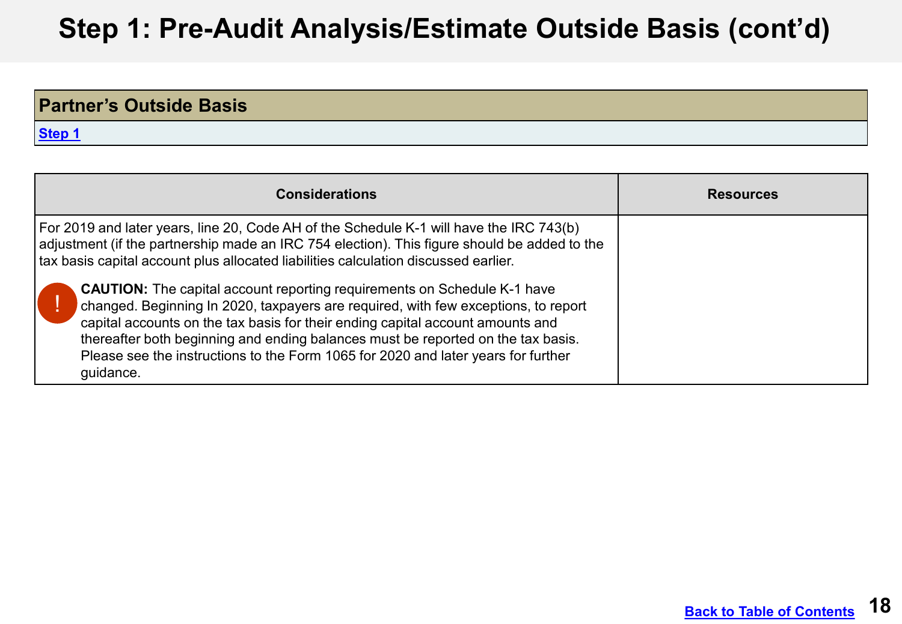# Step 1: Pre-Audit Analysis/Estimate Outside Basis (cont'd)

| Partner's Outside Basis |
| --- |
| Step 1 |

| Considerations | Resources |
| --- | --- |
| For 2019 and later years, line 20, Code AH of the Schedule K-1 will have the IRC 743(b) adjustment (if the partnership made an IRC 754 election). This figure should be added to the tax basis capital account plus allocated liabilities calculation discussed earlier.<br><br>! **CAUTION:** The capital account reporting requirements on Schedule K-1 have changed. Beginning In 2020, taxpayers are required, with few exceptions, to report capital accounts on the tax basis for their ending capital account amounts and thereafter both beginning and ending balances must be reported on the tax basis. Please see the instructions to the Form 1065 for 2020 and later years for further guidance. | |

Back to Table of Contents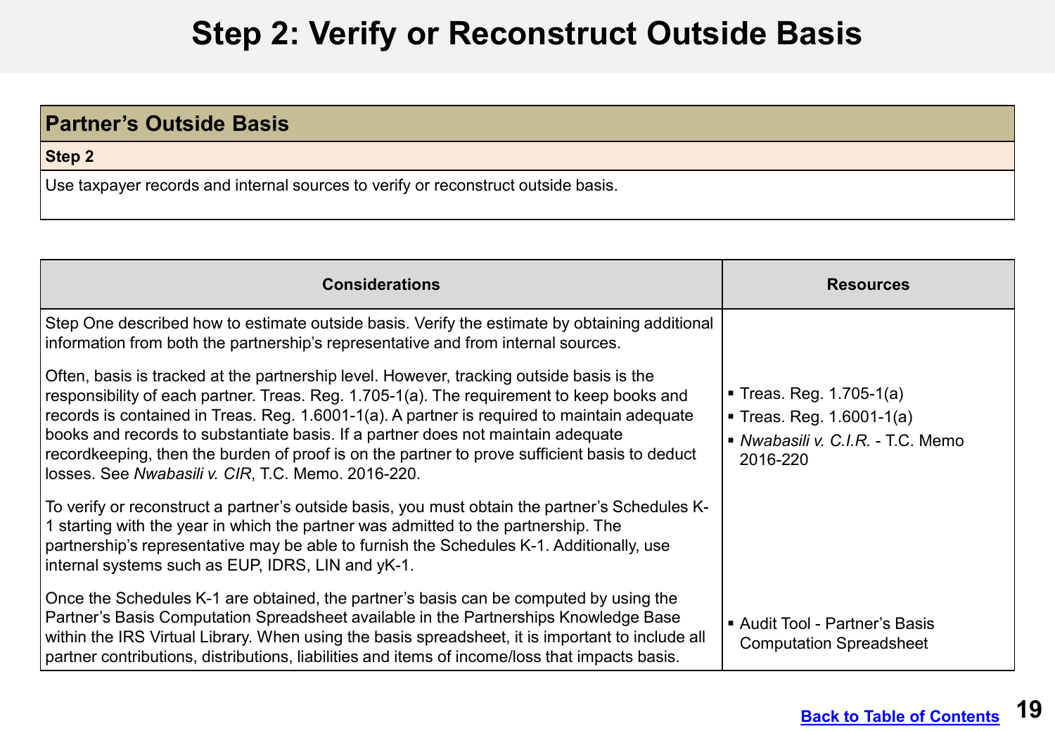# Step 2: Verify or Reconstruct Outside Basis

| Partner's Outside Basis |
|---|
| **Step 2** |
| Use taxpayer records and internal sources to verify or reconstruct outside basis. |

| Considerations | Resources |
|---|---|
| Step One described how to estimate outside basis. Verify the estimate by obtaining additional information from both the partnership's representative and from internal sources. | |
| Often, basis is tracked at the partnership level. However, tracking outside basis is the responsibility of each partner. Treas. Reg. 1.705-1(a). The requirement to keep books and records is contained in Treas. Reg. 1.6001-1(a). A partner is required to maintain adequate books and records to substantiate basis. If a partner does not maintain adequate recordkeeping, then the burden of proof is on the partner to prove sufficient basis to deduct losses. See *Nwabasili v. CIR*, T.C. Memo. 2016-220. | ▪ Treas. Reg. 1.705-1(a)<br>▪ Treas. Reg. 1.6001-1(a)<br>▪ *Nwabasili v. C.I.R.* - T.C. Memo 2016-220 |
| To verify or reconstruct a partner's outside basis, you must obtain the partner's Schedules K-1 starting with the year in which the partner was admitted to the partnership. The partnership's representative may be able to furnish the Schedules K-1. Additionally, use internal systems such as EUP, IDRS, LIN and yK-1. | |
| Once the Schedules K-1 are obtained, the partner's basis can be computed by using the Partner's Basis Computation Spreadsheet available in the Partnerships Knowledge Base within the IRS Virtual Library. When using the basis spreadsheet, it is important to include all partner contributions, distributions, liabilities and items of income/loss that impacts basis. | ▪ Audit Tool - Partner's Basis Computation Spreadsheet |

Back to Table of Contents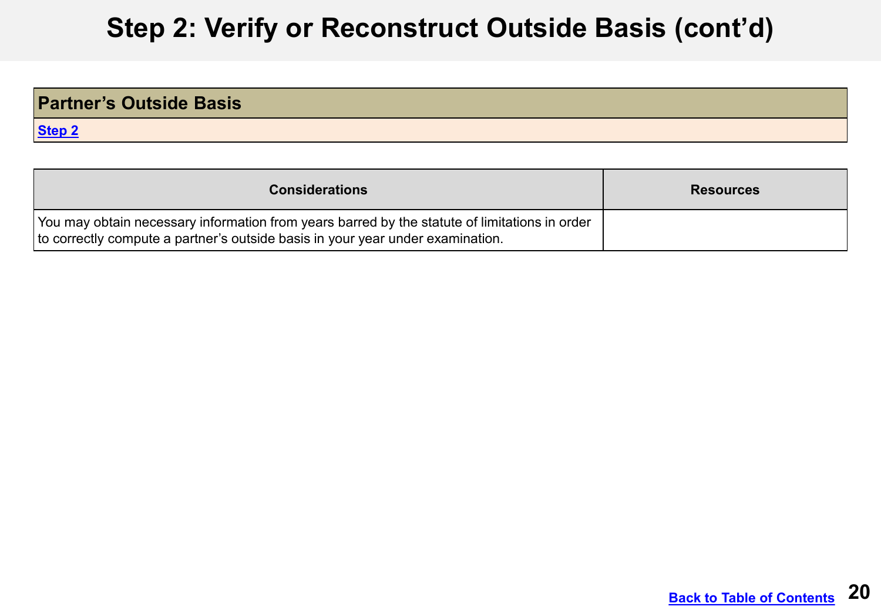# Step 2: Verify or Reconstruct Outside Basis (cont'd)

| Partner's Outside Basis |
| --- |
| Step 2 |

| Considerations | Resources |
| --- | --- |
| You may obtain necessary information from years barred by the statute of limitations in order to correctly compute a partner's outside basis in your year under examination. | |

Back to Table of Contents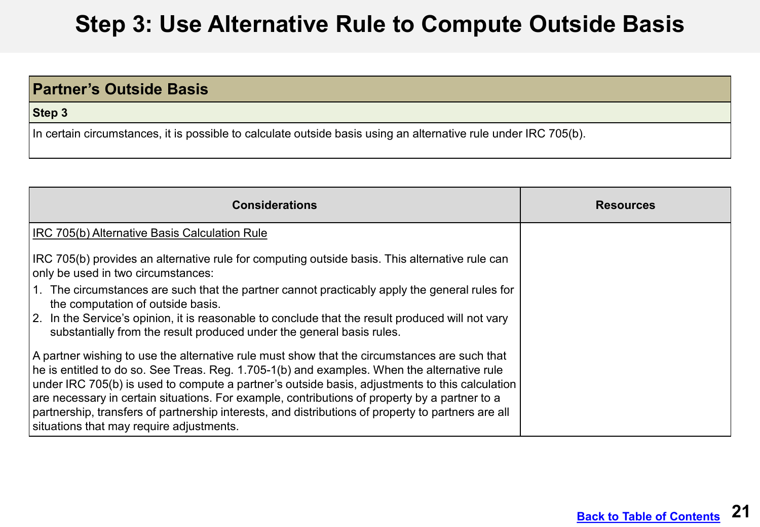# Step 3: Use Alternative Rule to Compute Outside Basis

| Partner's Outside Basis |
|---|
| **Step 3** |
| In certain circumstances, it is possible to calculate outside basis using an alternative rule under IRC 705(b). |

| Considerations | Resources |
|---|---|
| IRC 705(b) Alternative Basis Calculation Rule<br><br>IRC 705(b) provides an alternative rule for computing outside basis. This alternative rule can only be used in two circumstances:<br>1. The circumstances are such that the partner cannot practicably apply the general rules for the computation of outside basis.<br>2. In the Service's opinion, it is reasonable to conclude that the result produced will not vary substantially from the result produced under the general basis rules.<br><br>A partner wishing to use the alternative rule must show that the circumstances are such that he is entitled to do so. See Treas. Reg. 1.705-1(b) and examples. When the alternative rule under IRC 705(b) is used to compute a partner's outside basis, adjustments to this calculation are necessary in certain situations. For example, contributions of property by a partner to a partnership, transfers of partnership interests, and distributions of property to partners are all situations that may require adjustments. | |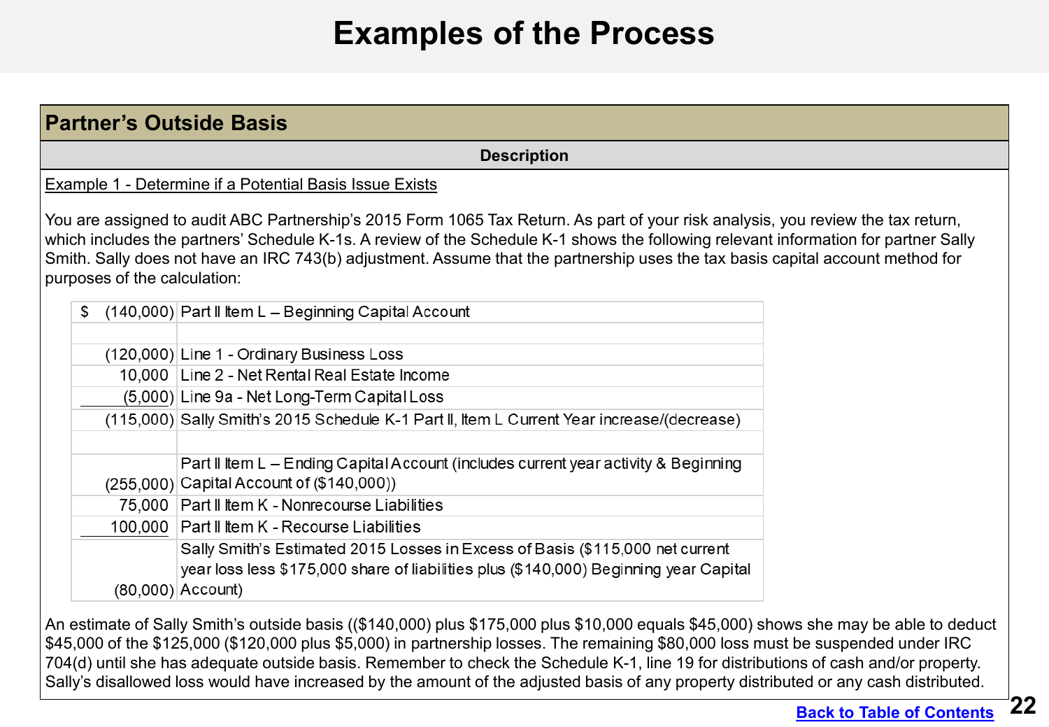# Examples of the Process

## Partner's Outside Basis

**Description**

Example 1 - Determine if a Potential Basis Issue Exists

You are assigned to audit ABC Partnership's 2015 Form 1065 Tax Return. As part of your risk analysis, you review the tax return, which includes the partners' Schedule K-1s. A review of the Schedule K-1 shows the following relevant information for partner Sally Smith. Sally does not have an IRC 743(b) adjustment. Assume that the partnership uses the tax basis capital account method for purposes of the calculation:

| Amount | Description |
|---|---|
| $ (140,000) | Part II Item L – Beginning Capital Account |
| | |
| (120,000) | Line 1 - Ordinary Business Loss |
| 10,000 | Line 2 - Net Rental Real Estate Income |
| (5,000) | Line 9a - Net Long-Term Capital Loss |
| (115,000) | Sally Smith's 2015 Schedule K-1 Part II, Item L Current Year increase/(decrease) |
| | |
| (255,000) | Part II Item L – Ending Capital Account (includes current year activity & Beginning Capital Account of ($140,000)) |
| 75,000 | Part II Item K - Nonrecourse Liabilities |
| 100,000 | Part II Item K - Recourse Liabilities |
| (80,000) | Sally Smith's Estimated 2015 Losses in Excess of Basis ($115,000 net current year loss less $175,000 share of liabilities plus ($140,000) Beginning year Capital Account) |

An estimate of Sally Smith's outside basis (($140,000) plus $175,000 plus $10,000 equals $45,000) shows she may be able to deduct $45,000 of the $125,000 ($120,000 plus $5,000) in partnership losses. The remaining $80,000 loss must be suspended under IRC 704(d) until she has adequate outside basis. Remember to check the Schedule K-1, line 19 for distributions of cash and/or property. Sally's disallowed loss would have increased by the amount of the adjusted basis of any property distributed or any cash distributed.

Back to Table of Contents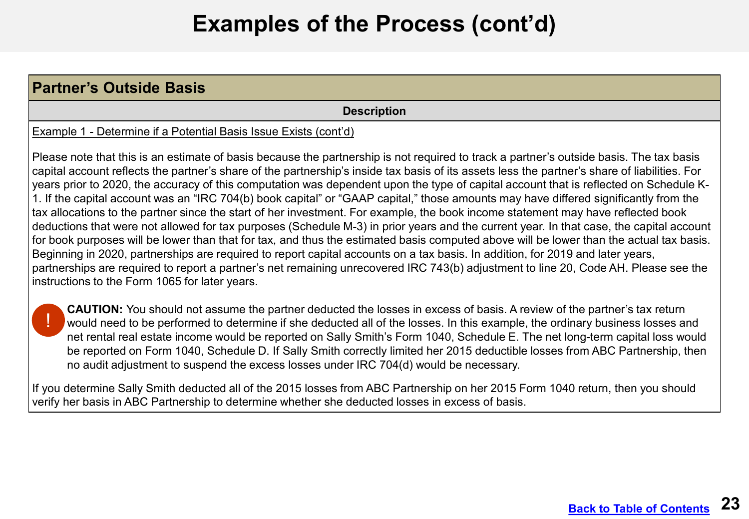# Examples of the Process (cont'd)

## Partner's Outside Basis

**Description**

Example 1 - Determine if a Potential Basis Issue Exists (cont'd)

Please note that this is an estimate of basis because the partnership is not required to track a partner's outside basis. The tax basis capital account reflects the partner's share of the partnership's inside tax basis of its assets less the partner's share of liabilities. For years prior to 2020, the accuracy of this computation was dependent upon the type of capital account that is reflected on Schedule K-1. If the capital account was an "IRC 704(b) book capital" or "GAAP capital," those amounts may have differed significantly from the tax allocations to the partner since the start of her investment. For example, the book income statement may have reflected book deductions that were not allowed for tax purposes (Schedule M-3) in prior years and the current year. In that case, the capital account for book purposes will be lower than that for tax, and thus the estimated basis computed above will be lower than the actual tax basis. Beginning in 2020, partnerships are required to report capital accounts on a tax basis. In addition, for 2019 and later years, partnerships are required to report a partner's net remaining unrecovered IRC 743(b) adjustment to line 20, Code AH. Please see the instructions to the Form 1065 for later years.

**CAUTION:** You should not assume the partner deducted the losses in excess of basis. A review of the partner's tax return would need to be performed to determine if she deducted all of the losses. In this example, the ordinary business losses and net rental real estate income would be reported on Sally Smith's Form 1040, Schedule E. The net long-term capital loss would be reported on Form 1040, Schedule D. If Sally Smith correctly limited her 2015 deductible losses from ABC Partnership, then no audit adjustment to suspend the excess losses under IRC 704(d) would be necessary.

If you determine Sally Smith deducted all of the 2015 losses from ABC Partnership on her 2015 Form 1040 return, then you should verify her basis in ABC Partnership to determine whether she deducted losses in excess of basis.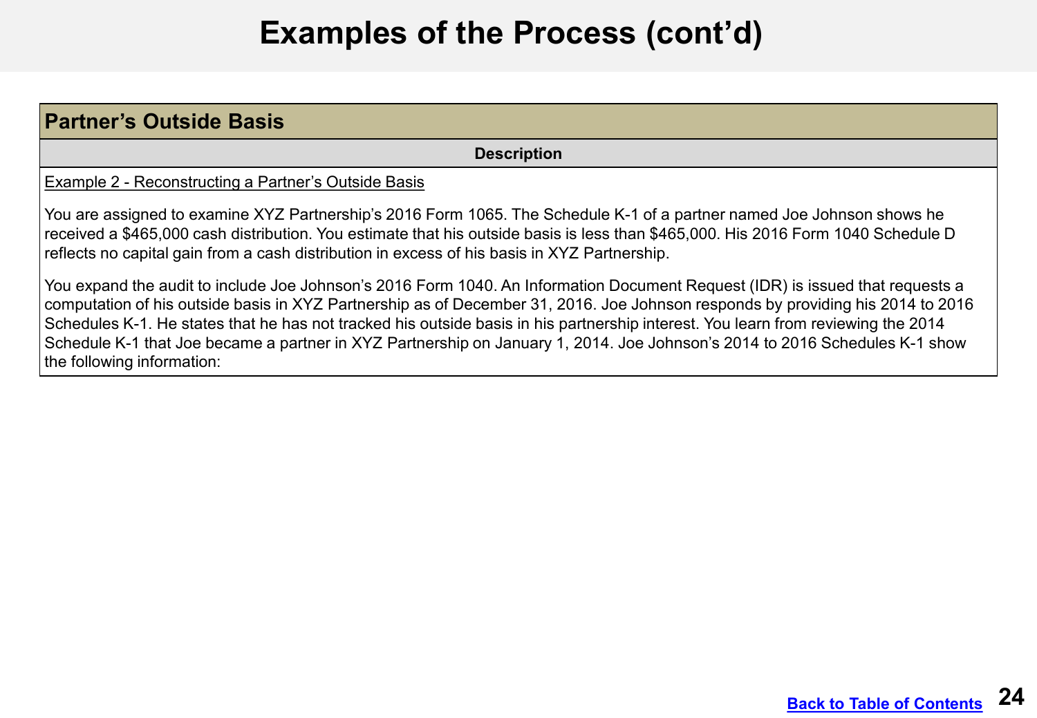# Examples of the Process (cont'd)

| Partner's Outside Basis |
|---|
| **Description** |
| Example 2 - Reconstructing a Partner's Outside Basis<br><br>You are assigned to examine XYZ Partnership's 2016 Form 1065. The Schedule K-1 of a partner named Joe Johnson shows he received a $465,000 cash distribution. You estimate that his outside basis is less than $465,000. His 2016 Form 1040 Schedule D reflects no capital gain from a cash distribution in excess of his basis in XYZ Partnership.<br><br>You expand the audit to include Joe Johnson's 2016 Form 1040. An Information Document Request (IDR) is issued that requests a computation of his outside basis in XYZ Partnership as of December 31, 2016. Joe Johnson responds by providing his 2014 to 2016 Schedules K-1. He states that he has not tracked his outside basis in his partnership interest. You learn from reviewing the 2014 Schedule K-1 that Joe became a partner in XYZ Partnership on January 1, 2014. Joe Johnson's 2014 to 2016 Schedules K-1 show the following information: |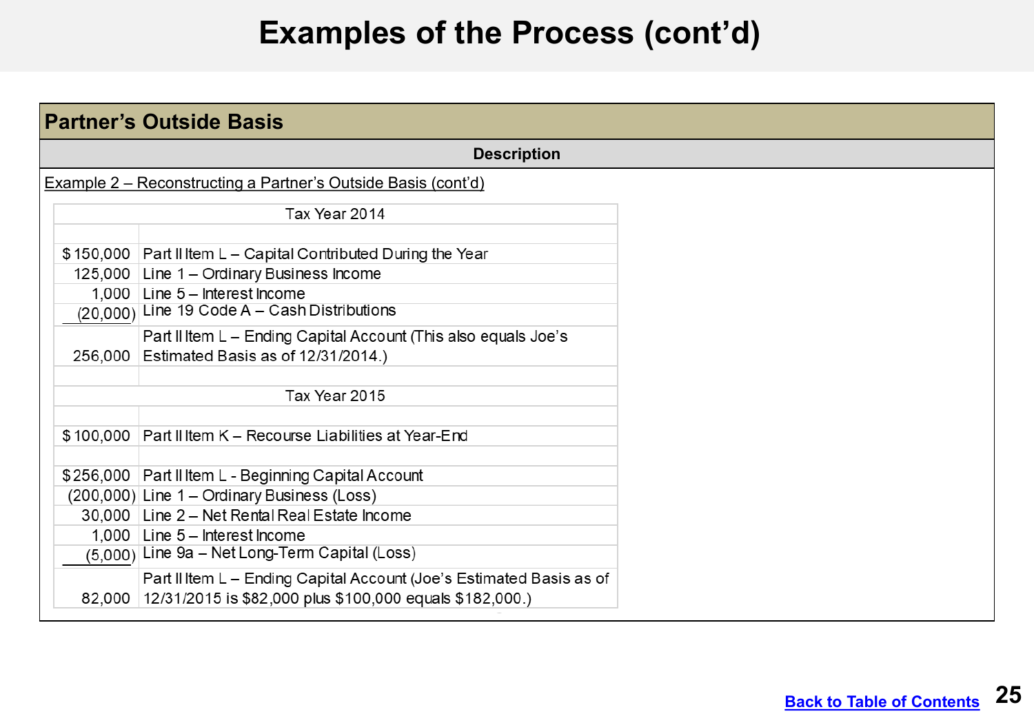# Examples of the Process (cont'd)

## Partner's Outside Basis

**Description**

Example 2 – Reconstructing a Partner's Outside Basis (cont'd)

| Tax Year 2014 | |
|---|---|
| | |
| $ 150,000 | Part II Item L – Capital Contributed During the Year |
| 125,000 | Line 1 – Ordinary Business Income |
| 1,000 | Line 5 – Interest Income |
| (20,000) | Line 19 Code A – Cash Distributions |
| 256,000 | Part II Item L – Ending Capital Account (This also equals Joe's Estimated Basis as of 12/31/2014.) |
| | |
| **Tax Year 2015** | |
| | |
| $ 100,000 | Part II Item K – Recourse Liabilities at Year-End |
| | |
| $ 256,000 | Part II Item L - Beginning Capital Account |
| (200,000) | Line 1 – Ordinary Business (Loss) |
| 30,000 | Line 2 – Net Rental Real Estate Income |
| 1,000 | Line 5 – Interest Income |
| (5,000) | Line 9a – Net Long-Term Capital (Loss) |
| 82,000 | Part II Item L – Ending Capital Account (Joe's Estimated Basis as of 12/31/2015 is $82,000 plus $100,000 equals $182,000.) |

Back to Table of Contents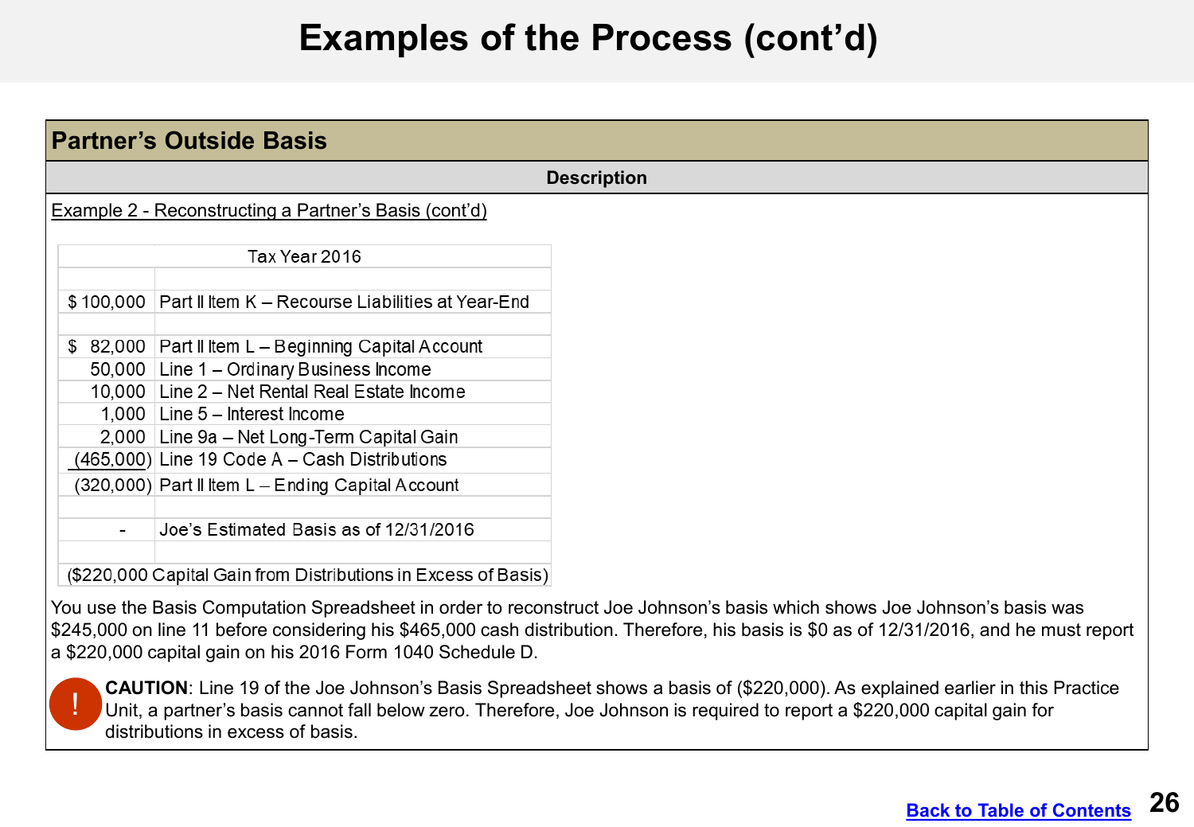# Examples of the Process (cont'd)

## Partner's Outside Basis

**Description**

Example 2 - Reconstructing a Partner's Basis (cont'd)

| Tax Year 2016 | |
|---|---|
| | |
| $ 100,000 | Part II Item K – Recourse Liabilities at Year-End |
| | |
| $ 82,000 | Part II Item L – Beginning Capital Account |
| 50,000 | Line 1 – Ordinary Business Income |
| 10,000 | Line 2 – Net Rental Real Estate Income |
| 1,000 | Line 5 – Interest Income |
| 2,000 | Line 9a – Net Long-Term Capital Gain |
| (465,000) | Line 19 Code A – Cash Distributions |
| (320,000) | Part II Item L – Ending Capital Account |
| | |
| - | Joe's Estimated Basis as of 12/31/2016 |
| | |
| ($220,000 Capital Gain from Distributions in Excess of Basis) | |

You use the Basis Computation Spreadsheet in order to reconstruct Joe Johnson's basis which shows Joe Johnson's basis was $245,000 on line 11 before considering his $465,000 cash distribution. Therefore, his basis is $0 as of 12/31/2016, and he must report a $220,000 capital gain on his 2016 Form 1040 Schedule D.

**CAUTION**: Line 19 of the Joe Johnson's Basis Spreadsheet shows a basis of ($220,000). As explained earlier in this Practice Unit, a partner's basis cannot fall below zero. Therefore, Joe Johnson is required to report a $220,000 capital gain for distributions in excess of basis.

Back to Table of Contents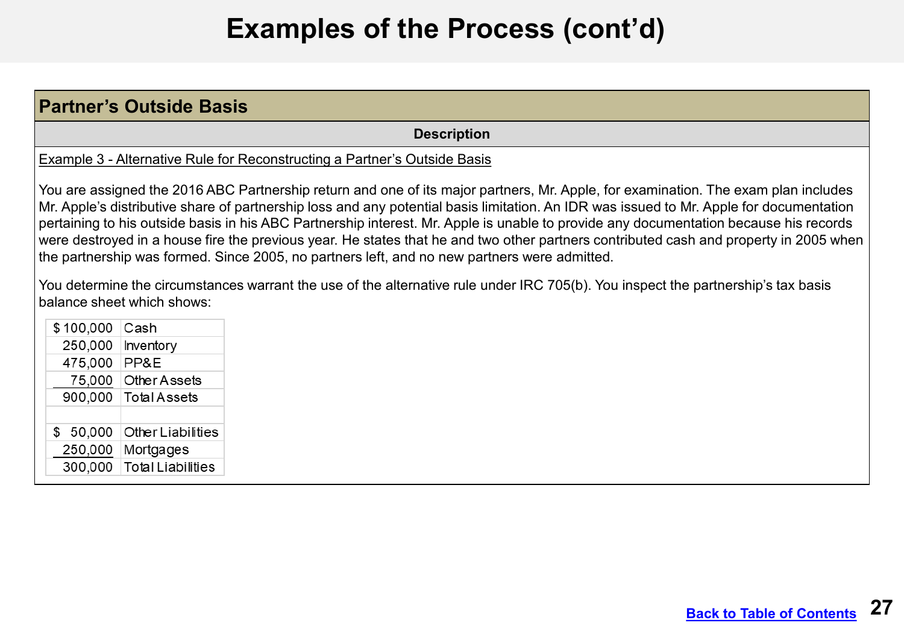# Examples of the Process (cont'd)

## Partner's Outside Basis

**Description**

Example 3 - Alternative Rule for Reconstructing a Partner's Outside Basis

You are assigned the 2016 ABC Partnership return and one of its major partners, Mr. Apple, for examination. The exam plan includes Mr. Apple's distributive share of partnership loss and any potential basis limitation. An IDR was issued to Mr. Apple for documentation pertaining to his outside basis in his ABC Partnership interest. Mr. Apple is unable to provide any documentation because his records were destroyed in a house fire the previous year. He states that he and two other partners contributed cash and property in 2005 when the partnership was formed. Since 2005, no partners left, and no new partners were admitted.

You determine the circumstances warrant the use of the alternative rule under IRC 705(b). You inspect the partnership's tax basis balance sheet which shows:

| | |
|---|---|
| $ 100,000 | Cash |
| 250,000 | Inventory |
| 475,000 | PP&E |
| 75,000 | Other Assets |
| 900,000 | Total Assets |
| | |
| $ 50,000 | Other Liabilities |
| 250,000 | Mortgages |
| 300,000 | Total Liabilities |

[Back to Table of Contents]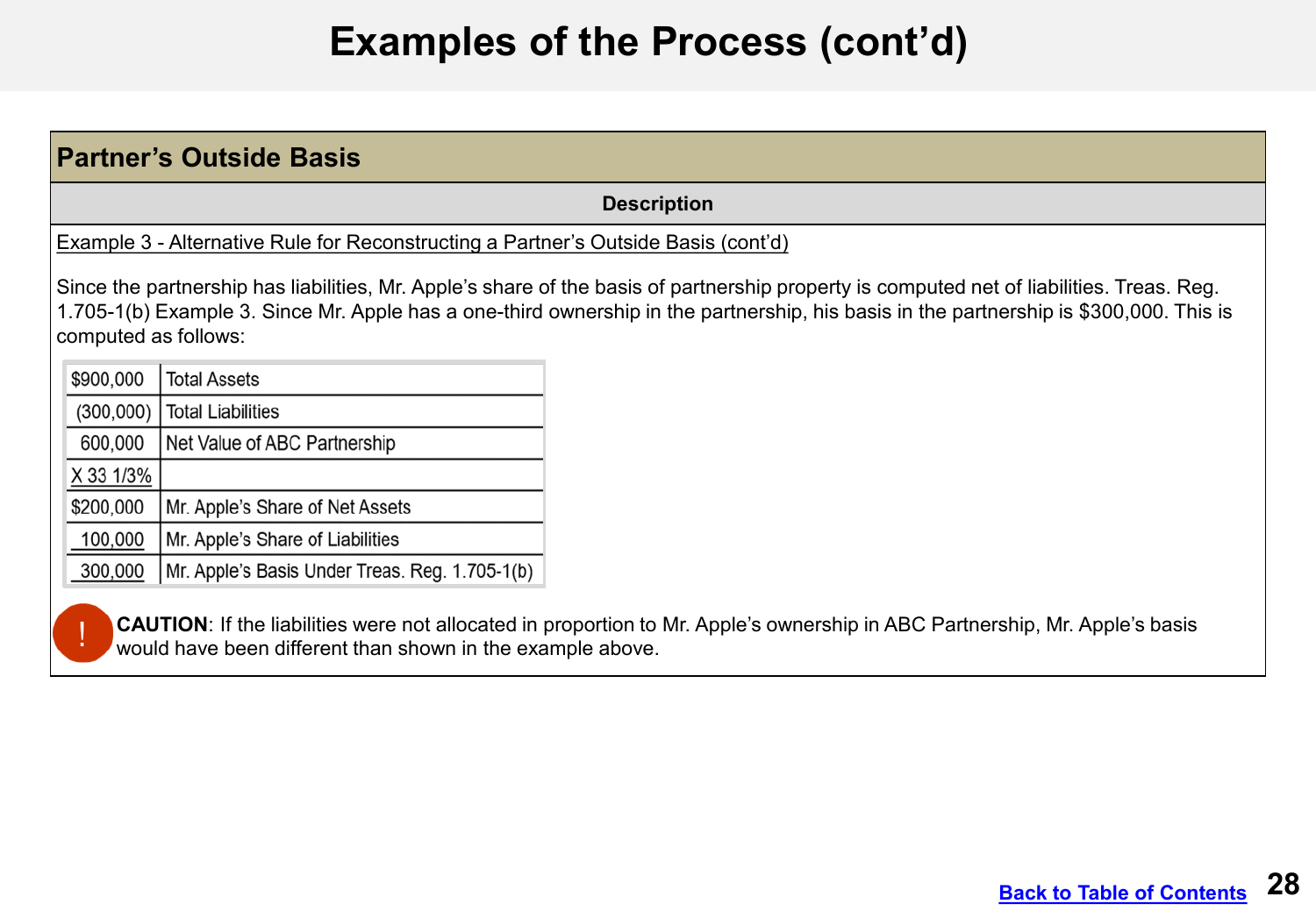# Examples of the Process (cont'd)

## Partner's Outside Basis

**Description**

Example 3 - Alternative Rule for Reconstructing a Partner's Outside Basis (cont'd)

Since the partnership has liabilities, Mr. Apple's share of the basis of partnership property is computed net of liabilities. Treas. Reg. 1.705-1(b) Example 3. Since Mr. Apple has a one-third ownership in the partnership, his basis in the partnership is $300,000. This is computed as follows:

| | |
|---|---|
| $900,000 | Total Assets |
| (300,000) | Total Liabilities |
| 600,000 | Net Value of ABC Partnership |
| X 33 1/3% | |
| $200,000 | Mr. Apple's Share of Net Assets |
| 100,000 | Mr. Apple's Share of Liabilities |
| 300,000 | Mr. Apple's Basis Under Treas. Reg. 1.705-1(b) |

! **CAUTION**: If the liabilities were not allocated in proportion to Mr. Apple's ownership in ABC Partnership, Mr. Apple's basis would have been different than shown in the example above.

Back to Table of Contents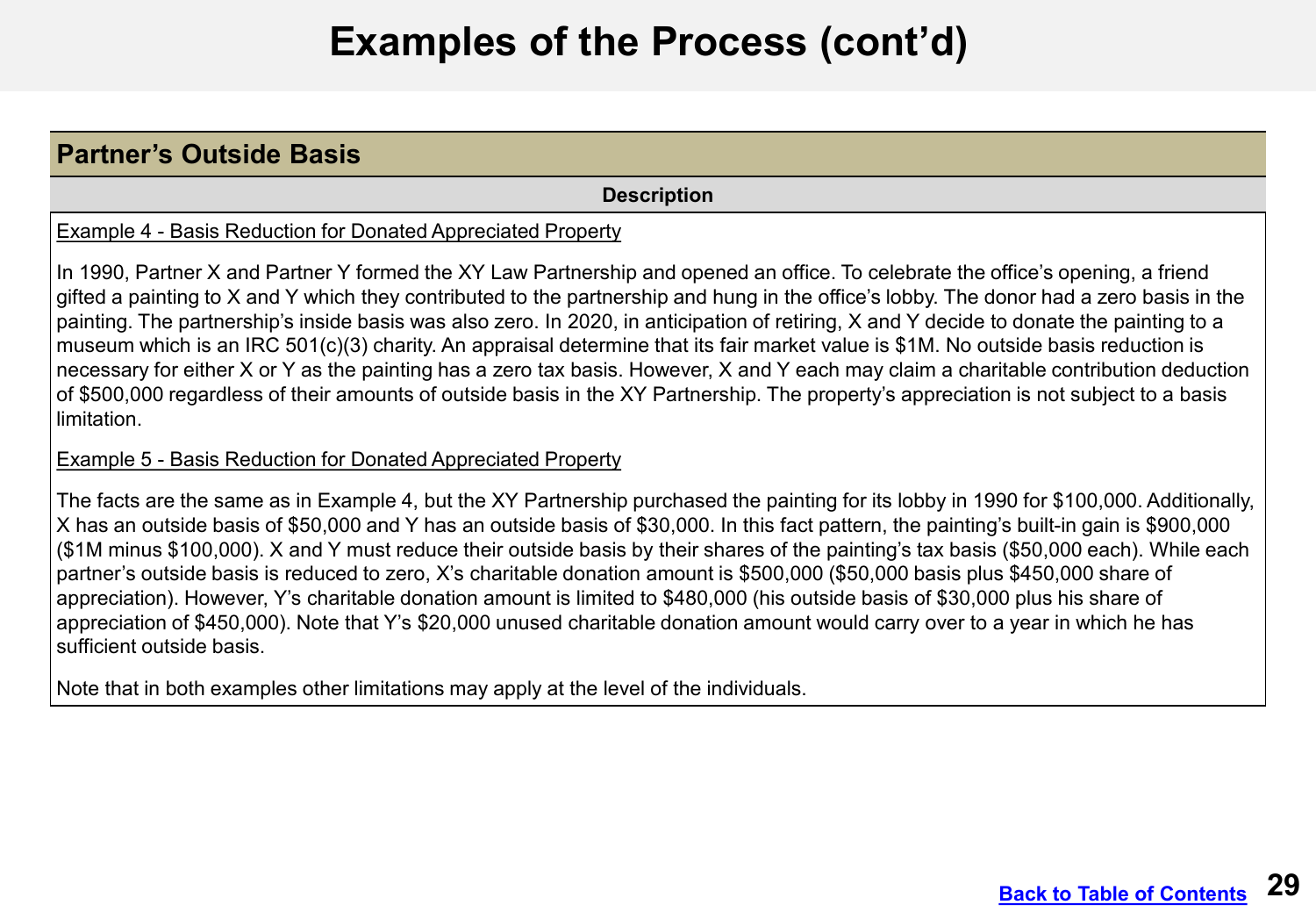# Examples of the Process (cont'd)

## Partner's Outside Basis

**Description**

Example 4 - Basis Reduction for Donated Appreciated Property

In 1990, Partner X and Partner Y formed the XY Law Partnership and opened an office. To celebrate the office's opening, a friend gifted a painting to X and Y which they contributed to the partnership and hung in the office's lobby. The donor had a zero basis in the painting. The partnership's inside basis was also zero. In 2020, in anticipation of retiring, X and Y decide to donate the painting to a museum which is an IRC 501(c)(3) charity. An appraisal determine that its fair market value is $1M. No outside basis reduction is necessary for either X or Y as the painting has a zero tax basis. However, X and Y each may claim a charitable contribution deduction of $500,000 regardless of their amounts of outside basis in the XY Partnership. The property's appreciation is not subject to a basis limitation.

Example 5 - Basis Reduction for Donated Appreciated Property

The facts are the same as in Example 4, but the XY Partnership purchased the painting for its lobby in 1990 for $100,000. Additionally, X has an outside basis of $50,000 and Y has an outside basis of $30,000. In this fact pattern, the painting's built-in gain is $900,000 ($1M minus $100,000). X and Y must reduce their outside basis by their shares of the painting's tax basis ($50,000 each). While each partner's outside basis is reduced to zero, X's charitable donation amount is $500,000 ($50,000 basis plus $450,000 share of appreciation). However, Y's charitable donation amount is limited to $480,000 (his outside basis of $30,000 plus his share of appreciation of $450,000). Note that Y's $20,000 unused charitable donation amount would carry over to a year in which he has sufficient outside basis.

Note that in both examples other limitations may apply at the level of the individuals.

Back to Table of Contents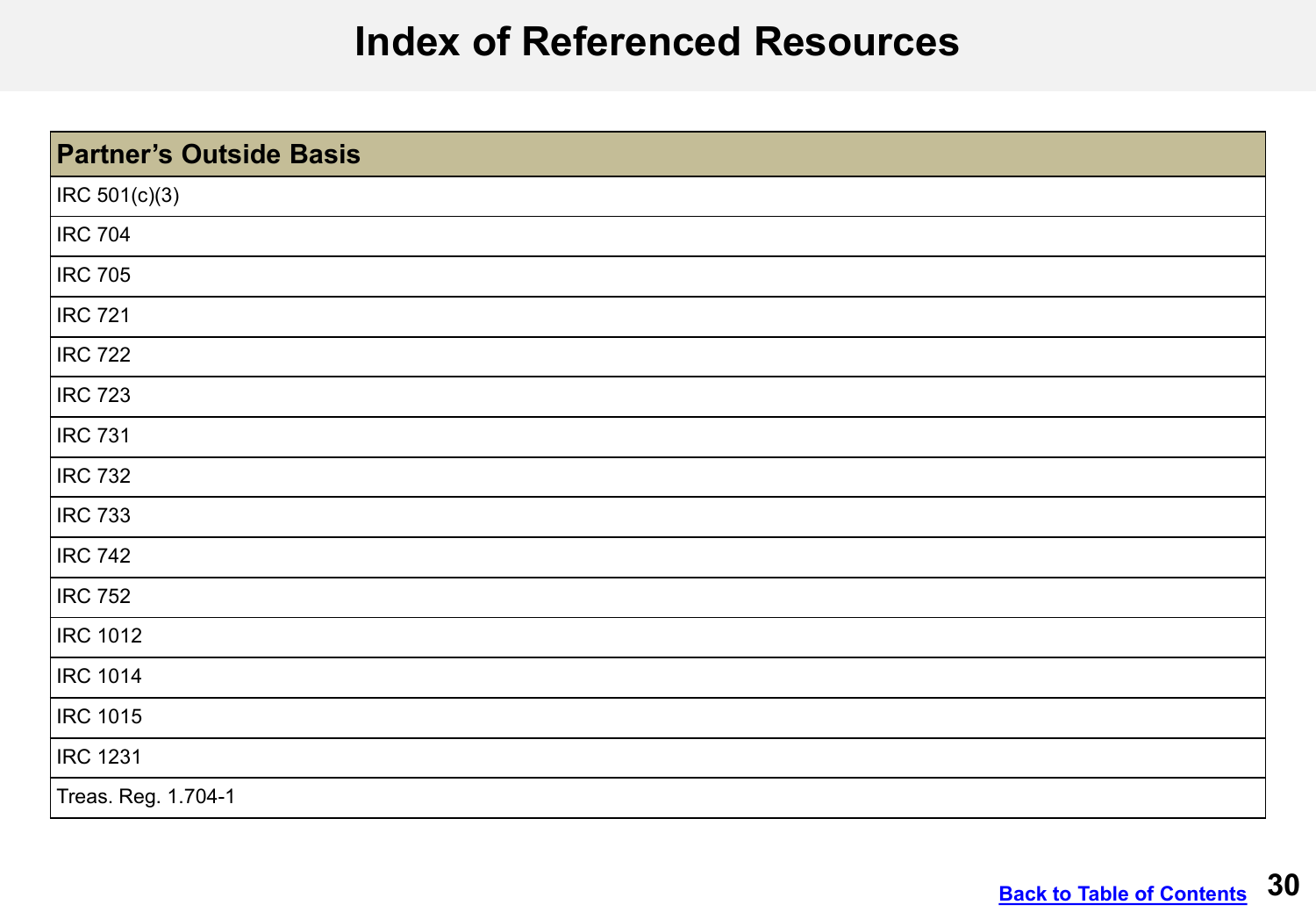# Index of Referenced Resources

| Partner's Outside Basis |
| --- |
| IRC 501(c)(3) |
| IRC 704 |
| IRC 705 |
| IRC 721 |
| IRC 722 |
| IRC 723 |
| IRC 731 |
| IRC 732 |
| IRC 733 |
| IRC 742 |
| IRC 752 |
| IRC 1012 |
| IRC 1014 |
| IRC 1015 |
| IRC 1231 |
| Treas. Reg. 1.704-1 |

Back to Table of Contents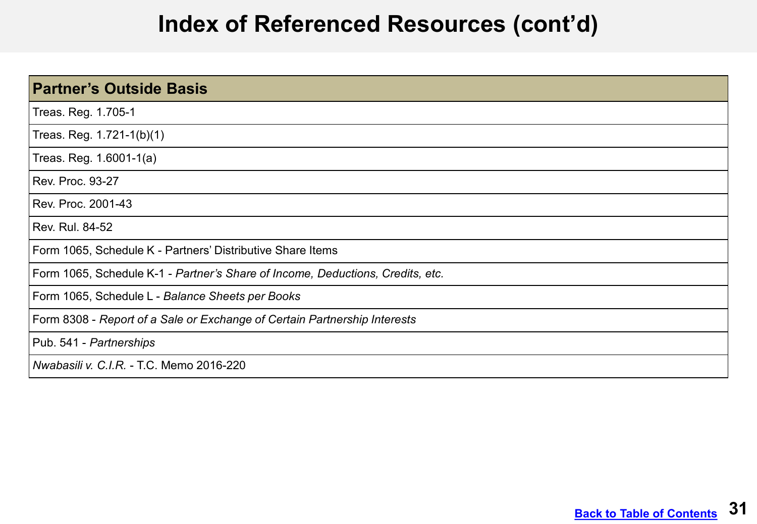# Index of Referenced Resources (cont'd)

| Partner's Outside Basis |
|---|
| Treas. Reg. 1.705-1 |
| Treas. Reg. 1.721-1(b)(1) |
| Treas. Reg. 1.6001-1(a) |
| Rev. Proc. 93-27 |
| Rev. Proc. 2001-43 |
| Rev. Rul. 84-52 |
| Form 1065, Schedule K - Partners' Distributive Share Items |
| Form 1065, Schedule K-1 - *Partner's Share of Income, Deductions, Credits, etc.* |
| Form 1065, Schedule L - *Balance Sheets per Books* |
| Form 8308 - *Report of a Sale or Exchange of Certain Partnership Interests* |
| Pub. 541 - *Partnerships* |
| *Nwabasili v. C.I.R.* - T.C. Memo 2016-220 |

Back to Table of Contents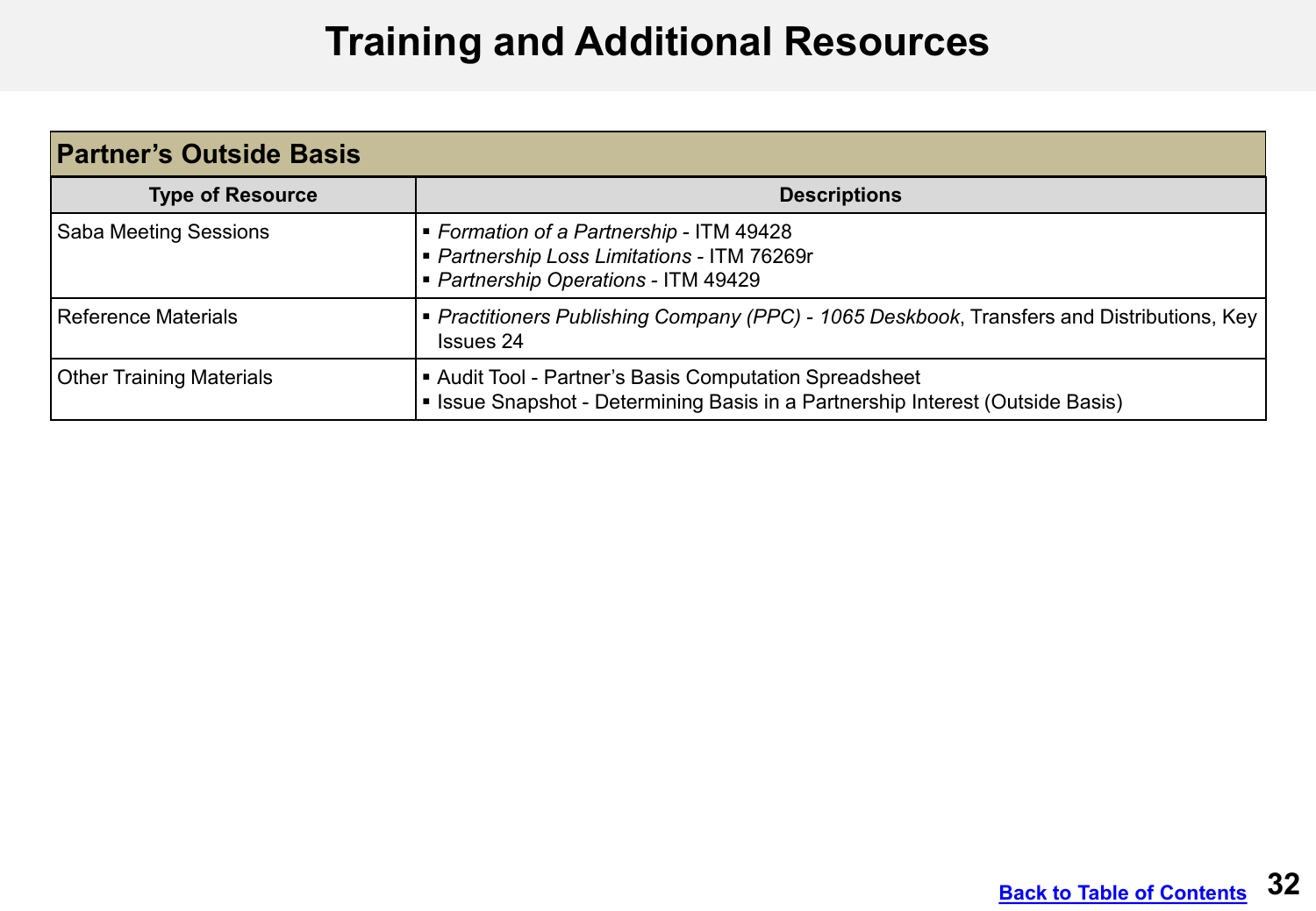# Training and Additional Resources

| Partner's Outside Basis | |
|---|---|
| **Type of Resource** | **Descriptions** |
| Saba Meeting Sessions | ▪ *Formation of a Partnership* - ITM 49428<br>▪ *Partnership Loss Limitations* - ITM 76269r<br>▪ *Partnership Operations* - ITM 49429 |
| Reference Materials | ▪ *Practitioners Publishing Company (PPC) - 1065 Deskbook*, Transfers and Distributions, Key Issues 24 |
| Other Training Materials | ▪ Audit Tool - Partner's Basis Computation Spreadsheet<br>▪ Issue Snapshot - Determining Basis in a Partnership Interest (Outside Basis) |

[Back to Table of Contents]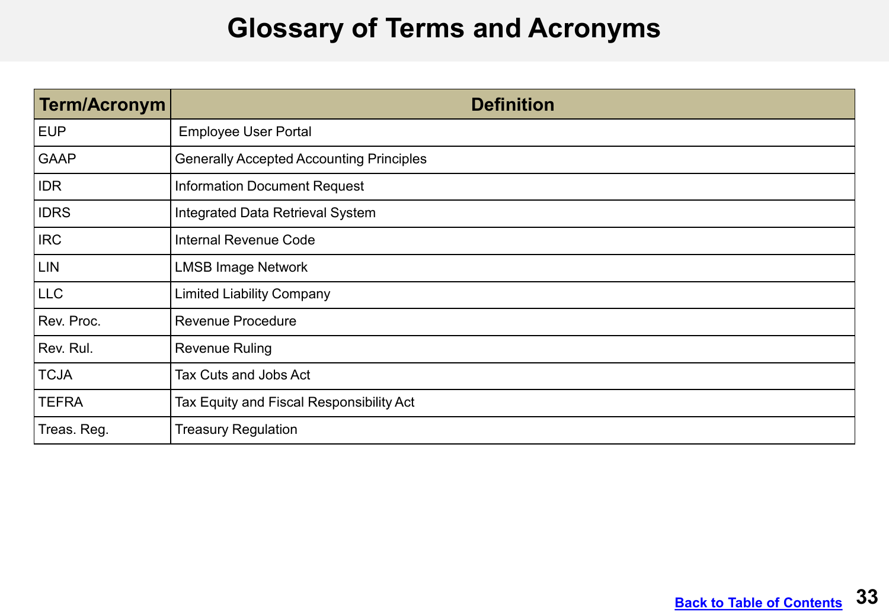# Glossary of Terms and Acronyms

| Term/Acronym | Definition |
|---|---|
| EUP | Employee User Portal |
| GAAP | Generally Accepted Accounting Principles |
| IDR | Information Document Request |
| IDRS | Integrated Data Retrieval System |
| IRC | Internal Revenue Code |
| LIN | LMSB Image Network |
| LLC | Limited Liability Company |
| Rev. Proc. | Revenue Procedure |
| Rev. Rul. | Revenue Ruling |
| TCJA | Tax Cuts and Jobs Act |
| TEFRA | Tax Equity and Fiscal Responsibility Act |
| Treas. Reg. | Treasury Regulation |

Back to Table of Contents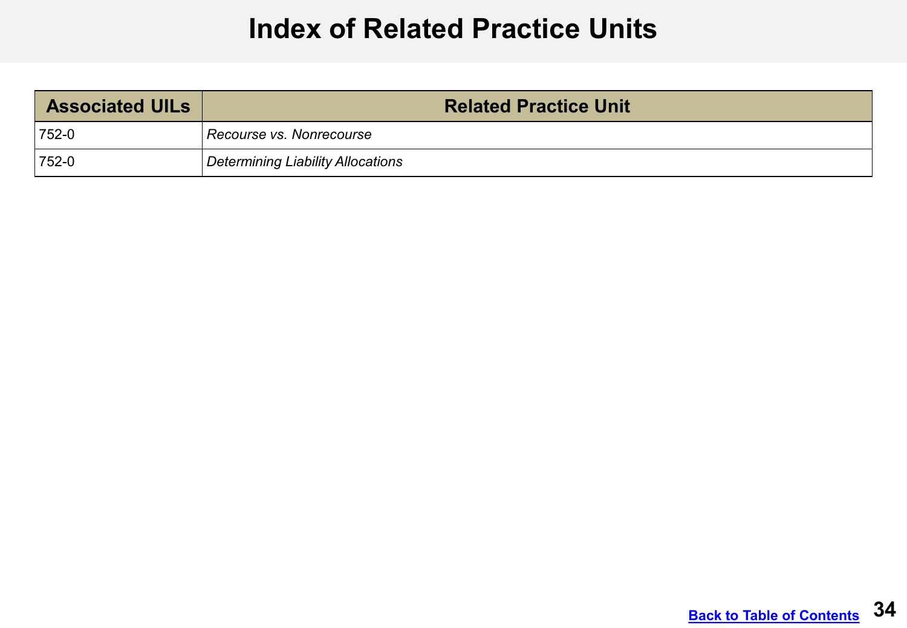# Index of Related Practice Units

| Associated UILs | Related Practice Unit |
| --- | --- |
| 752-0 | *Recourse vs. Nonrecourse* |
| 752-0 | *Determining Liability Allocations* |

Back to Table of Contents